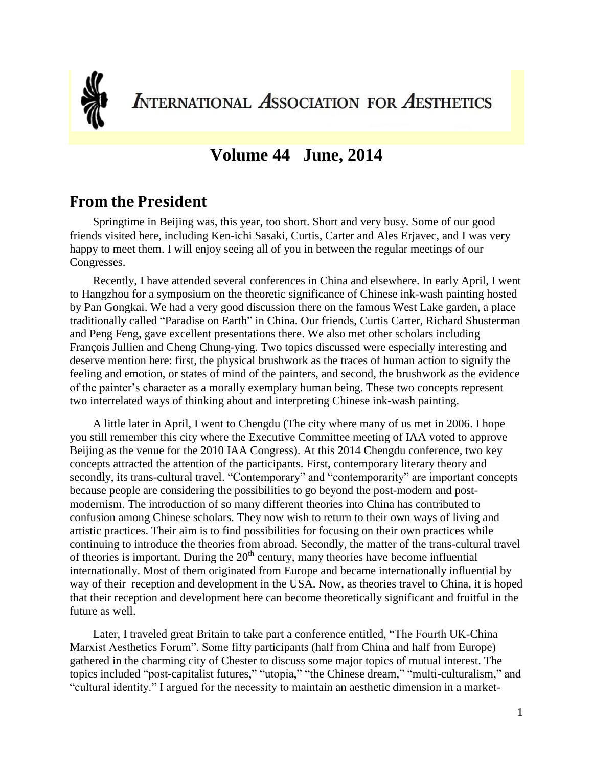# INTERNATIONAL ASSOCIATION FOR AESTHETICS

## Volume 44 June, 2014

## From the President

Springtime in Beijing was, this year, too short. Short and very busy. Some of our good friends visited here, including Ken-ichi Sasaki, Curtis, Carter and Ales Erjavec, and I was very happy to meet them. I will enjoy seeing all of you in between the regular meetings of our Congresses.

Recently, I have attended several conferences in China and elsewhere. In early April, I went to Hangzhou for a symposium on the theoretic significance of Chinese ink-wash painting hosted by Pan Gongkai. We had a very good discussion there on the famous West Lake garden, a place traditionally called "Paradise on Earth" in China. Our friends, Curtis Carter, Richard Shusterman and Peng Feng, gave excellent presentations there. We also met other scholars including François Jullien and Cheng Chung-ying. Two topics discussed were especially interesting and deserve mention here: first, the physical brushwork as the traces of human action to signify the feeling and emotion, or states of mind of the painters, and second, the brushwork as the evidence of the painter's character as a morally exemplary human being. These two concepts represent two interrelated ways of thinking about and interpreting Chinese ink-wash painting.

A little later in April, I went to Chengdu (The city where many of us met in 2006. I hope you still remember this city where the Executive Committee meeting of IAA voted to approve Beijing as the venue for the 2010 IAA Congress). At this 2014 Chengdu conference, two key concepts attracted the attention of the participants. First, contemporary literary theory and secondly, its trans-cultural travel. "Contemporary" and "contemporarity" are important concepts because people are considering the possibilities to go beyond the post-modern and post-modernism. The introduction of so many different theories into China has contributed to confusion among Chinese scholars. They now wish to return to their own ways of living and artistic practices. Their aim is to find possibilities for focusing on their own practices while continuing to introduce the theories from abroad. Secondly, the matter of the trans-cultural travel of theories is important. During the 20th century, many theories have become influential internationally. Most of them originated from Europe and became internationally influential by way of their reception and development in the USA. Now, as theories travel to China, it is hoped that their reception and development here can become theoretically significant and fruitful in the future as well.

Later, I traveled great Britain to take part a conference entitled, "The Fourth UK-China Marxist Aesthetics Forum". Some fifty participants (half from China and half from Europe) gathered in the charming city of Chester to discuss some major topics of mutual interest. The topics included "post-capitalist futures," "utopia," "the Chinese dream," "multi-culturalism," and "cultural identity." I argued for the necessity to maintain an aesthetic dimension in a market-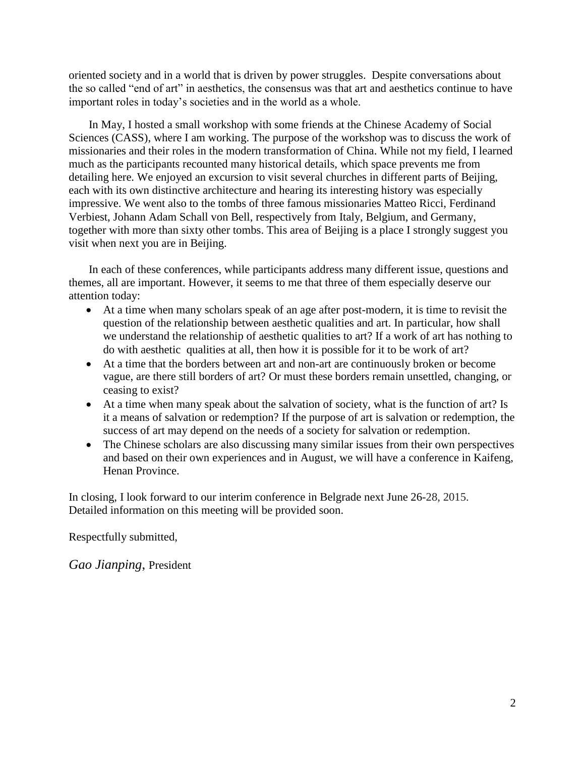oriented society and in a world that is driven by power struggles. Despite conversations about the so called "end of art" in aesthetics, the consensus was that art and aesthetics continue to have important roles in today's societies and in the world as a whole.

In May, I hosted a small workshop with some friends at the Chinese Academy of Social Sciences (CASS), where I am working. The purpose of the workshop was to discuss the work of missionaries and their roles in the modern transformation of China. While not my field, I learned much as the participants recounted many historical details, which space prevents me from detailing here. We enjoyed an excursion to visit several churches in different parts of Beijing, each with its own distinctive architecture and hearing its interesting history was especially impressive. We went also to the tombs of three famous missionaries Matteo Ricci, Ferdinand Verbiest, Johann Adam Schall von Bell, respectively from Italy, Belgium, and Germany, together with more than sixty other tombs. This area of Beijing is a place I strongly suggest you visit when next you are in Beijing.

In each of these conferences, while participants address many different issue, questions and themes, all are important. However, it seems to me that three of them especially deserve our attention today:

- At a time when many scholars speak of an age after post-modern, it is time to revisit the question of the relationship between aesthetic qualities and art. In particular, how shall we understand the relationship of aesthetic qualities to art? If a work of art has nothing to do with aesthetic qualities at all, then how it is possible for it to be work of art?
- At a time that the borders between art and non-art are continuously broken or become vague, are there still borders of art? Or must these borders remain unsettled, changing, or ceasing to exist?
- At a time when many speak about the salvation of society, what is the function of art? Is it a means of salvation or redemption? If the purpose of art is salvation or redemption, the success of art may depend on the needs of a society for salvation or redemption.
- The Chinese scholars are also discussing many similar issues from their own perspectives and based on their own experiences and in August, we will have a conference in Kaifeng, Henan Province.

In closing, I look forward to our interim conference in Belgrade next June 26-28, 2015. Detailed information on this meeting will be provided soon.

Respectfully submitted,

*Gao Jianping*, President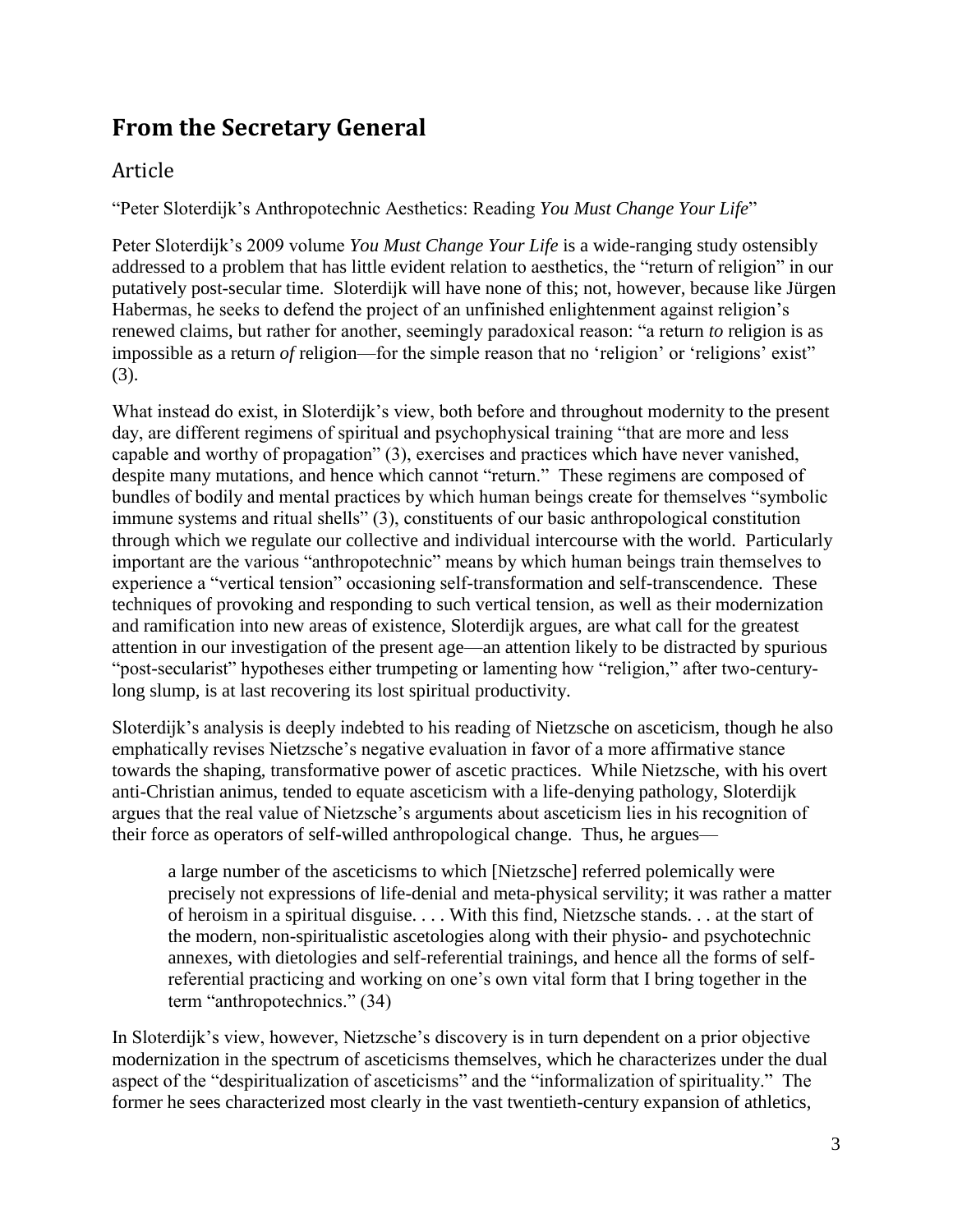## From the Secretary General

### Article

"Peter Sloterdijk's Anthropotechnic Aesthetics: Reading *You Must Change Your Life*"

Peter Sloterdijk's 2009 volume *You Must Change Your Life* is a wide-ranging study ostensibly addressed to a problem that has little evident relation to aesthetics, the "return of religion" in our putatively post-secular time. Sloterdijk will have none of this; not, however, because like Jürgen Habermas, he seeks to defend the project of an unfinished enlightenment against religion's renewed claims, but rather for another, seemingly paradoxical reason: "a return *to* religion is as impossible as a return *of* religion—for the simple reason that no 'religion' or 'religions' exist" (3).

What instead do exist, in Sloterdijk's view, both before and throughout modernity to the present day, are different regimens of spiritual and psychophysical training "that are more and less capable and worthy of propagation" (3), exercises and practices which have never vanished, despite many mutations, and hence which cannot "return." These regimens are composed of bundles of bodily and mental practices by which human beings create for themselves "symbolic immune systems and ritual shells" (3), constituents of our basic anthropological constitution through which we regulate our collective and individual intercourse with the world. Particularly important are the various "anthropotechnic" means by which human beings train themselves to experience a "vertical tension" occasioning self-transformation and self-transcendence. These techniques of provoking and responding to such vertical tension, as well as their modernization and ramification into new areas of existence, Sloterdijk argues, are what call for the greatest attention in our investigation of the present age—an attention likely to be distracted by spurious "post-secularist" hypotheses either trumpeting or lamenting how "religion," after two-century-long slump, is at last recovering its lost spiritual productivity.

Sloterdijk's analysis is deeply indebted to his reading of Nietzsche on asceticism, though he also emphatically revises Nietzsche's negative evaluation in favor of a more affirmative stance towards the shaping, transformative power of ascetic practices. While Nietzsche, with his overt anti-Christian animus, tended to equate asceticism with a life-denying pathology, Sloterdijk argues that the real value of Nietzsche's arguments about asceticism lies in his recognition of their force as operators of self-willed anthropological change. Thus, he argues—

> a large number of the asceticisms to which [Nietzsche] referred polemically were precisely not expressions of life-denial and meta-physical servility; it was rather a matter of heroism in a spiritual disguise. . . . With this find, Nietzsche stands. . . at the start of the modern, non-spiritualistic ascetologies along with their physio- and psychotechnic annexes, with dietologies and self-referential trainings, and hence all the forms of self-referential practicing and working on one's own vital form that I bring together in the term "anthropotechnics." (34)

In Sloterdijk's view, however, Nietzsche's discovery is in turn dependent on a prior objective modernization in the spectrum of asceticisms themselves, which he characterizes under the dual aspect of the "despiritualization of asceticisms" and the "informalization of spirituality." The former he sees characterized most clearly in the vast twentieth-century expansion of athletics,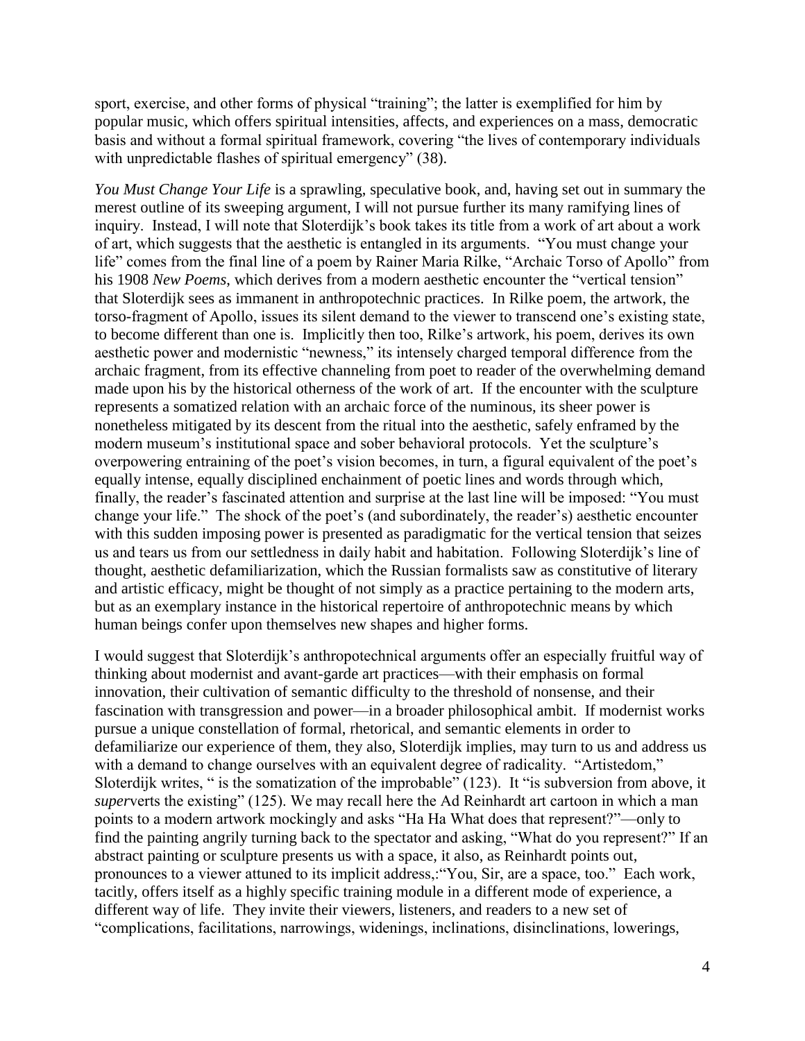sport, exercise, and other forms of physical "training"; the latter is exemplified for him by popular music, which offers spiritual intensities, affects, and experiences on a mass, democratic basis and without a formal spiritual framework, covering "the lives of contemporary individuals with unpredictable flashes of spiritual emergency" (38).

*You Must Change Your Life* is a sprawling, speculative book, and, having set out in summary the merest outline of its sweeping argument, I will not pursue further its many ramifying lines of inquiry. Instead, I will note that Sloterdijk's book takes its title from a work of art about a work of art, which suggests that the aesthetic is entangled in its arguments. "You must change your life" comes from the final line of a poem by Rainer Maria Rilke, "Archaic Torso of Apollo" from his 1908 *New Poems*, which derives from a modern aesthetic encounter the "vertical tension" that Sloterdijk sees as immanent in anthropotechnic practices. In Rilke poem, the artwork, the torso-fragment of Apollo, issues its silent demand to the viewer to transcend one's existing state, to become different than one is. Implicitly then too, Rilke's artwork, his poem, derives its own aesthetic power and modernistic "newness," its intensely charged temporal difference from the archaic fragment, from its effective channeling from poet to reader of the overwhelming demand made upon his by the historical otherness of the work of art. If the encounter with the sculpture represents a somatized relation with an archaic force of the numinous, its sheer power is nonetheless mitigated by its descent from the ritual into the aesthetic, safely enframed by the modern museum's institutional space and sober behavioral protocols. Yet the sculpture's overpowering entraining of the poet's vision becomes, in turn, a figural equivalent of the poet's equally intense, equally disciplined enchainment of poetic lines and words through which, finally, the reader's fascinated attention and surprise at the last line will be imposed: "You must change your life." The shock of the poet's (and subordinately, the reader's) aesthetic encounter with this sudden imposing power is presented as paradigmatic for the vertical tension that seizes us and tears us from our settledness in daily habit and habitation. Following Sloterdijk's line of thought, aesthetic defamiliarization, which the Russian formalists saw as constitutive of literary and artistic efficacy, might be thought of not simply as a practice pertaining to the modern arts, but as an exemplary instance in the historical repertoire of anthropotechnic means by which human beings confer upon themselves new shapes and higher forms.

I would suggest that Sloterdijk's anthropotechnical arguments offer an especially fruitful way of thinking about modernist and avant-garde art practices—with their emphasis on formal innovation, their cultivation of semantic difficulty to the threshold of nonsense, and their fascination with transgression and power—in a broader philosophical ambit. If modernist works pursue a unique constellation of formal, rhetorical, and semantic elements in order to defamiliarize our experience of them, they also, Sloterdijk implies, may turn to us and address us with a demand to change ourselves with an equivalent degree of radicality. "Artistedom," Sloterdijk writes, " is the somatization of the improbable" (123). It "is subversion from above, it *super*verts the existing" (125). We may recall here the Ad Reinhardt art cartoon in which a man points to a modern artwork mockingly and asks "Ha Ha What does that represent?"—only to find the painting angrily turning back to the spectator and asking, "What do you represent?" If an abstract painting or sculpture presents us with a space, it also, as Reinhardt points out, pronounces to a viewer attuned to its implicit address,:"You, Sir, are a space, too." Each work, tacitly, offers itself as a highly specific training module in a different mode of experience, a different way of life. They invite their viewers, listeners, and readers to a new set of "complications, facilitations, narrowings, widenings, inclinations, disinclinations, lowerings,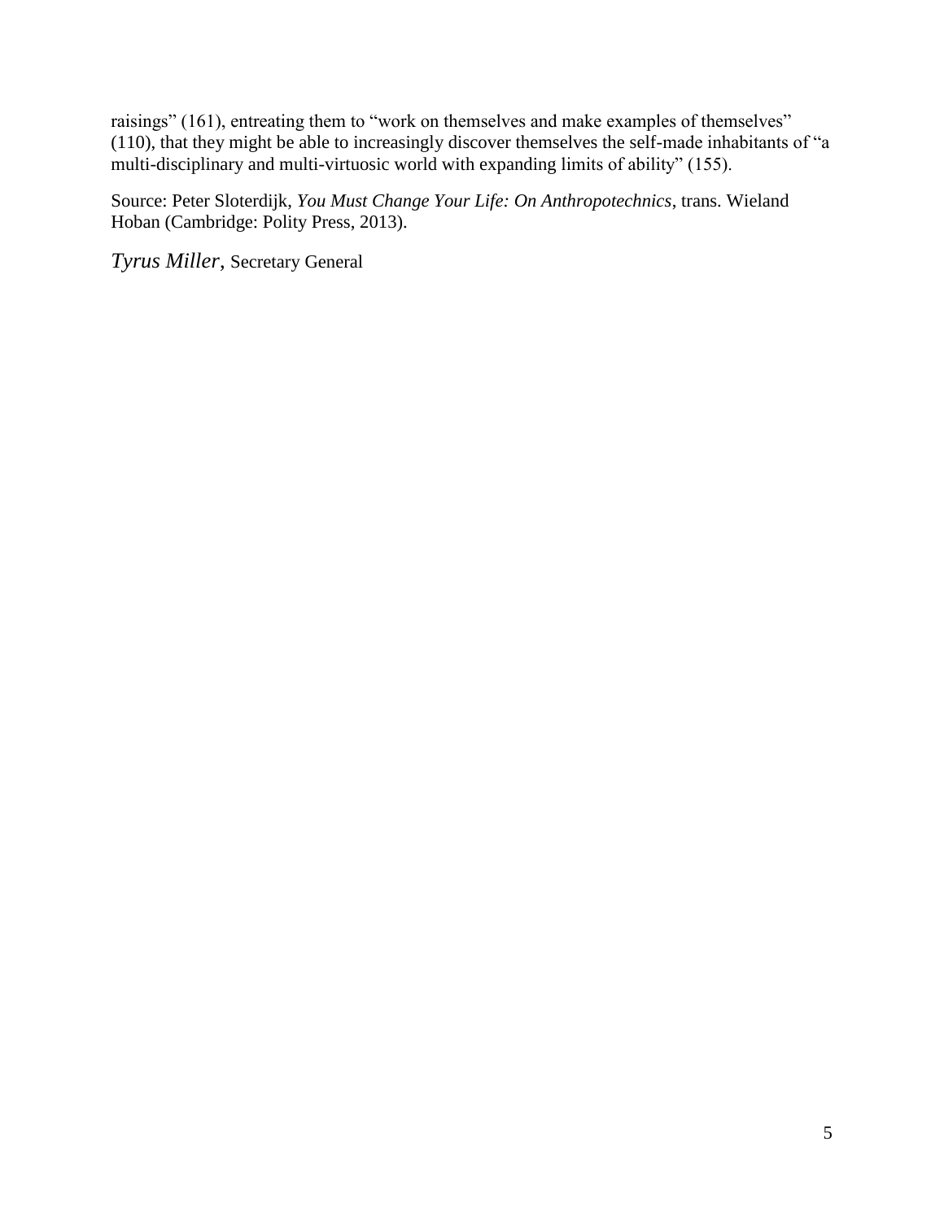raisings" (161), entreating them to "work on themselves and make examples of themselves" (110), that they might be able to increasingly discover themselves the self-made inhabitants of "a multi-disciplinary and multi-virtuosic world with expanding limits of ability" (155).

Source: Peter Sloterdijk, *You Must Change Your Life: On Anthropotechnics*, trans. Wieland Hoban (Cambridge: Polity Press, 2013).

*Tyrus Miller*, Secretary General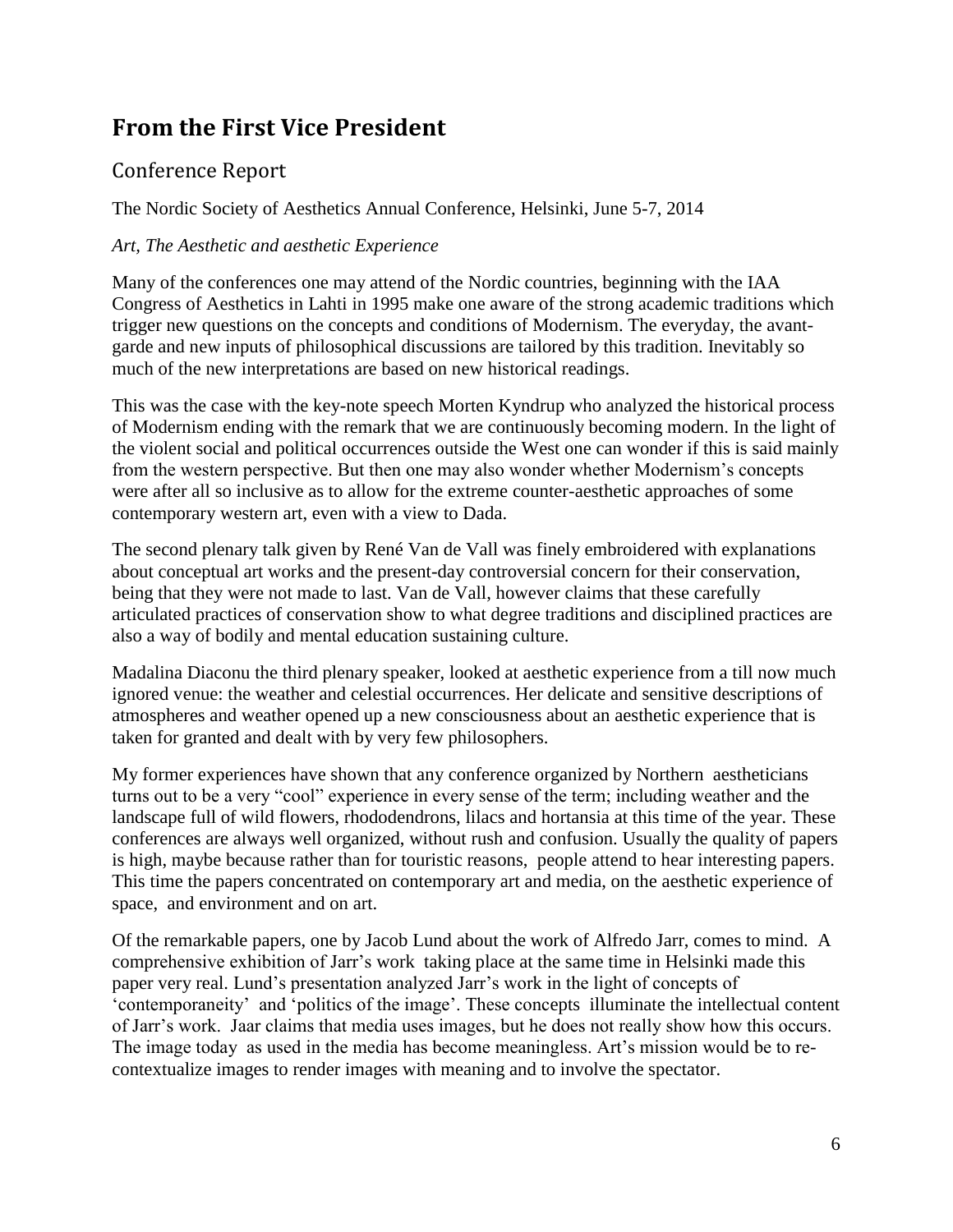## From the First Vice President

### Conference Report

The Nordic Society of Aesthetics Annual Conference, Helsinki, June 5-7, 2014

*Art, The Aesthetic and aesthetic Experience*

Many of the conferences one may attend of the Nordic countries, beginning with the IAA Congress of Aesthetics in Lahti in 1995 make one aware of the strong academic traditions which trigger new questions on the concepts and conditions of Modernism. The everyday, the avant-garde and new inputs of philosophical discussions are tailored by this tradition. Inevitably so much of the new interpretations are based on new historical readings.

This was the case with the key-note speech Morten Kyndrup who analyzed the historical process of Modernism ending with the remark that we are continuously becoming modern. In the light of the violent social and political occurrences outside the West one can wonder if this is said mainly from the western perspective. But then one may also wonder whether Modernism's concepts were after all so inclusive as to allow for the extreme counter-aesthetic approaches of some contemporary western art, even with a view to Dada.

The second plenary talk given by René Van de Vall was finely embroidered with explanations about conceptual art works and the present-day controversial concern for their conservation, being that they were not made to last. Van de Vall, however claims that these carefully articulated practices of conservation show to what degree traditions and disciplined practices are also a way of bodily and mental education sustaining culture.

Madalina Diaconu the third plenary speaker, looked at aesthetic experience from a till now much ignored venue: the weather and celestial occurrences. Her delicate and sensitive descriptions of atmospheres and weather opened up a new consciousness about an aesthetic experience that is taken for granted and dealt with by very few philosophers.

My former experiences have shown that any conference organized by Northern aestheticians turns out to be a very "cool" experience in every sense of the term; including weather and the landscape full of wild flowers, rhododendrons, lilacs and hortansia at this time of the year. These conferences are always well organized, without rush and confusion. Usually the quality of papers is high, maybe because rather than for touristic reasons, people attend to hear interesting papers. This time the papers concentrated on contemporary art and media, on the aesthetic experience of space, and environment and on art.

Of the remarkable papers, one by Jacob Lund about the work of Alfredo Jarr, comes to mind. A comprehensive exhibition of Jarr's work taking place at the same time in Helsinki made this paper very real. Lund's presentation analyzed Jarr's work in the light of concepts of 'contemporaneity' and 'politics of the image'. These concepts illuminate the intellectual content of Jarr's work. Jaar claims that media uses images, but he does not really show how this occurs. The image today as used in the media has become meaningless. Art's mission would be to re-contextualize images to render images with meaning and to involve the spectator.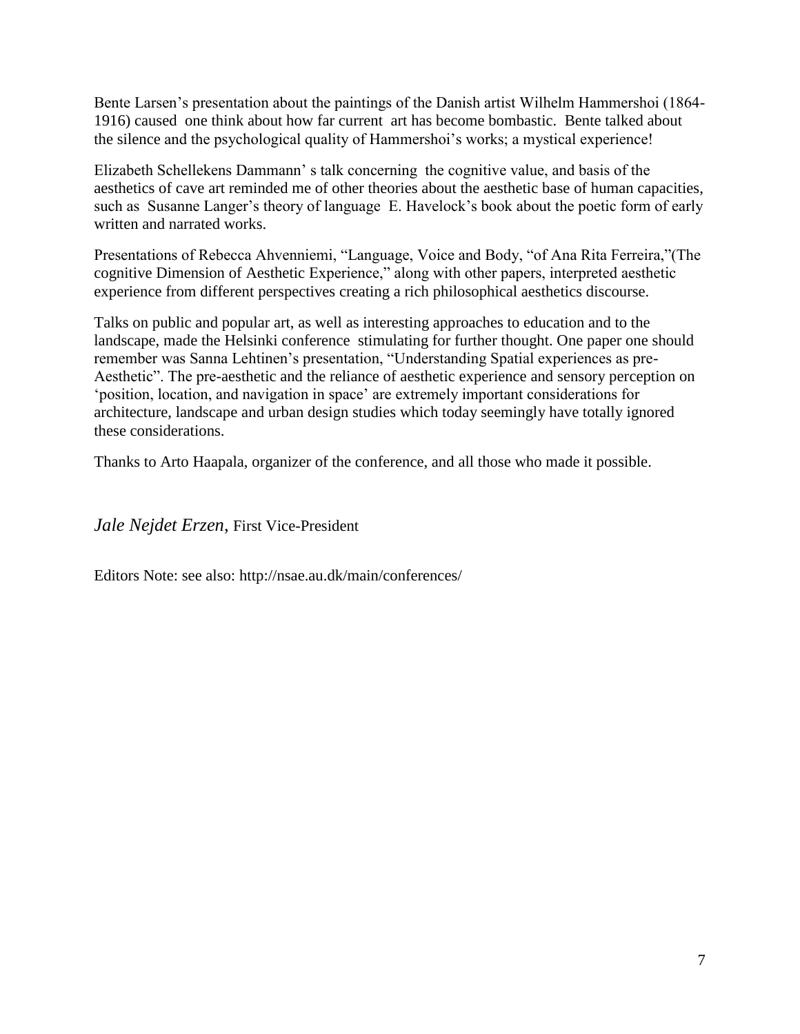Bente Larsen's presentation about the paintings of the Danish artist Wilhelm Hammershoi (1864-1916) caused one think about how far current art has become bombastic. Bente talked about the silence and the psychological quality of Hammershoi's works; a mystical experience!

Elizabeth Schellekens Dammann' s talk concerning the cognitive value, and basis of the aesthetics of cave art reminded me of other theories about the aesthetic base of human capacities, such as Susanne Langer's theory of language E. Havelock's book about the poetic form of early written and narrated works.

Presentations of Rebecca Ahvenniemi, "Language, Voice and Body, "of Ana Rita Ferreira,"(The cognitive Dimension of Aesthetic Experience," along with other papers, interpreted aesthetic experience from different perspectives creating a rich philosophical aesthetics discourse.

Talks on public and popular art, as well as interesting approaches to education and to the landscape, made the Helsinki conference stimulating for further thought. One paper one should remember was Sanna Lehtinen's presentation, "Understanding Spatial experiences as pre-Aesthetic". The pre-aesthetic and the reliance of aesthetic experience and sensory perception on 'position, location, and navigation in space' are extremely important considerations for architecture, landscape and urban design studies which today seemingly have totally ignored these considerations.

Thanks to Arto Haapala, organizer of the conference, and all those who made it possible.

*Jale Nejdet Erzen*, First Vice-President

Editors Note: see also: http://nsae.au.dk/main/conferences/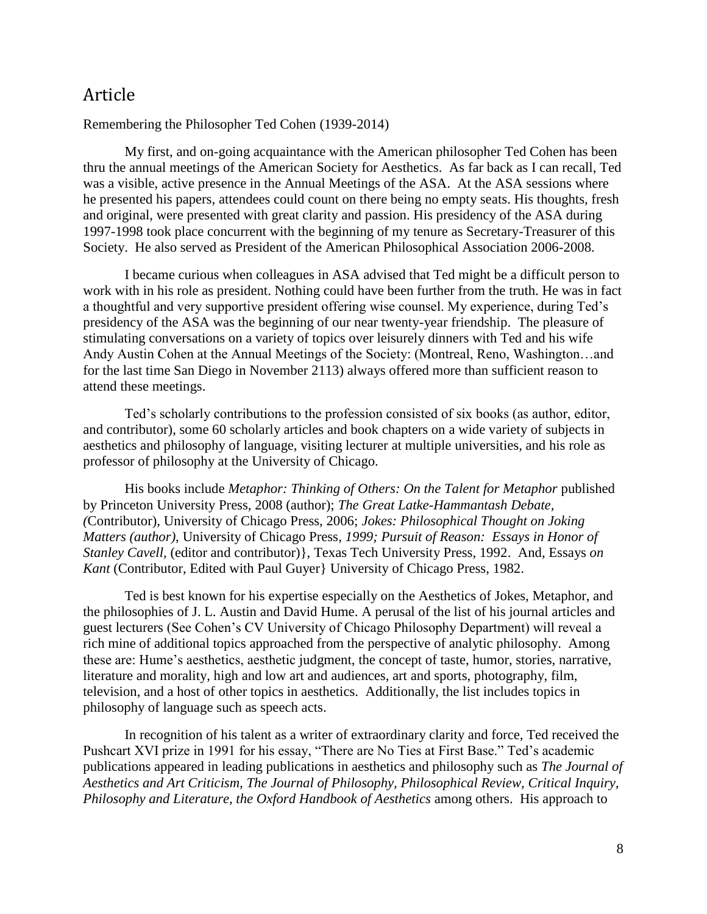## Article

Remembering the Philosopher Ted Cohen (1939-2014)

My first, and on-going acquaintance with the American philosopher Ted Cohen has been thru the annual meetings of the American Society for Aesthetics. As far back as I can recall, Ted was a visible, active presence in the Annual Meetings of the ASA. At the ASA sessions where he presented his papers, attendees could count on there being no empty seats. His thoughts, fresh and original, were presented with great clarity and passion. His presidency of the ASA during 1997-1998 took place concurrent with the beginning of my tenure as Secretary-Treasurer of this Society. He also served as President of the American Philosophical Association 2006-2008.

I became curious when colleagues in ASA advised that Ted might be a difficult person to work with in his role as president. Nothing could have been further from the truth. He was in fact a thoughtful and very supportive president offering wise counsel. My experience, during Ted's presidency of the ASA was the beginning of our near twenty-year friendship. The pleasure of stimulating conversations on a variety of topics over leisurely dinners with Ted and his wife Andy Austin Cohen at the Annual Meetings of the Society: (Montreal, Reno, Washington…and for the last time San Diego in November 2113) always offered more than sufficient reason to attend these meetings.

Ted's scholarly contributions to the profession consisted of six books (as author, editor, and contributor), some 60 scholarly articles and book chapters on a wide variety of subjects in aesthetics and philosophy of language, visiting lecturer at multiple universities, and his role as professor of philosophy at the University of Chicago.

His books include *Metaphor: Thinking of Others: On the Talent for Metaphor* published by Princeton University Press, 2008 (author); *The Great Latke-Hammantash Debate, (*Contributor), University of Chicago Press, 2006; *Jokes: Philosophical Thought on Joking Matters (author)*, University of Chicago Press*, 1999; Pursuit of Reason: Essays in Honor of Stanley Cavell,* (editor and contributor)}, Texas Tech University Press, 1992. And, Essays *on Kant* (Contributor, Edited with Paul Guyer} University of Chicago Press, 1982.

Ted is best known for his expertise especially on the Aesthetics of Jokes, Metaphor, and the philosophies of J. L. Austin and David Hume. A perusal of the list of his journal articles and guest lecturers (See Cohen's CV University of Chicago Philosophy Department) will reveal a rich mine of additional topics approached from the perspective of analytic philosophy. Among these are: Hume's aesthetics, aesthetic judgment, the concept of taste, humor, stories, narrative, literature and morality, high and low art and audiences, art and sports, photography, film, television, and a host of other topics in aesthetics. Additionally, the list includes topics in philosophy of language such as speech acts.

In recognition of his talent as a writer of extraordinary clarity and force, Ted received the Pushcart XVI prize in 1991 for his essay, "There are No Ties at First Base." Ted's academic publications appeared in leading publications in aesthetics and philosophy such as *The Journal of Aesthetics and Art Criticism, The Journal of Philosophy, Philosophical Review, Critical Inquiry, Philosophy and Literature, the Oxford Handbook of Aesthetics* among others. His approach to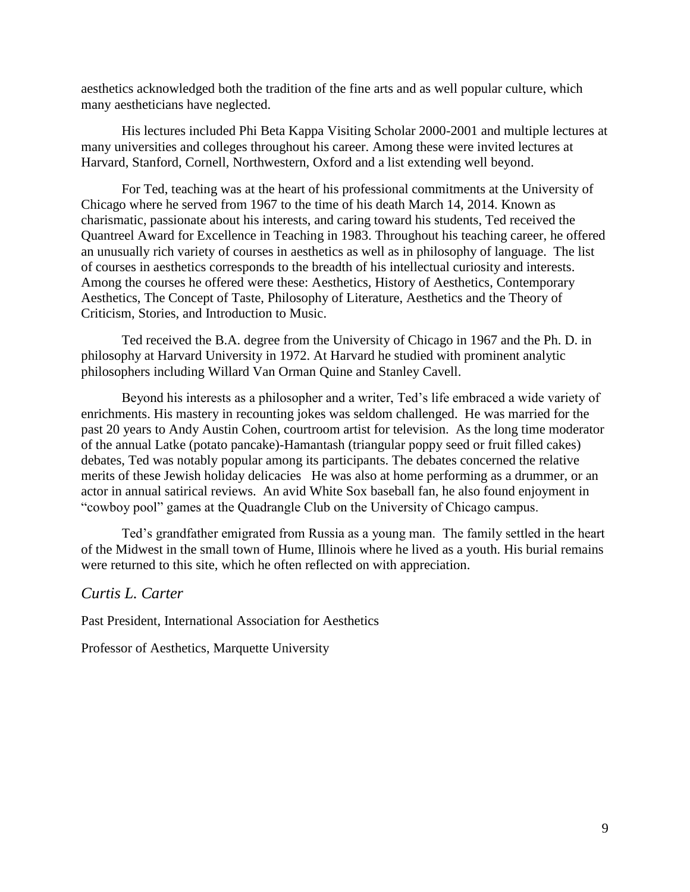aesthetics acknowledged both the tradition of the fine arts and as well popular culture, which many aestheticians have neglected.

His lectures included Phi Beta Kappa Visiting Scholar 2000-2001 and multiple lectures at many universities and colleges throughout his career. Among these were invited lectures at Harvard, Stanford, Cornell, Northwestern, Oxford and a list extending well beyond.

For Ted, teaching was at the heart of his professional commitments at the University of Chicago where he served from 1967 to the time of his death March 14, 2014. Known as charismatic, passionate about his interests, and caring toward his students, Ted received the Quantreel Award for Excellence in Teaching in 1983. Throughout his teaching career, he offered an unusually rich variety of courses in aesthetics as well as in philosophy of language. The list of courses in aesthetics corresponds to the breadth of his intellectual curiosity and interests. Among the courses he offered were these: Aesthetics, History of Aesthetics, Contemporary Aesthetics, The Concept of Taste, Philosophy of Literature, Aesthetics and the Theory of Criticism, Stories, and Introduction to Music.

Ted received the B.A. degree from the University of Chicago in 1967 and the Ph. D. in philosophy at Harvard University in 1972. At Harvard he studied with prominent analytic philosophers including Willard Van Orman Quine and Stanley Cavell.

Beyond his interests as a philosopher and a writer, Ted's life embraced a wide variety of enrichments. His mastery in recounting jokes was seldom challenged. He was married for the past 20 years to Andy Austin Cohen, courtroom artist for television. As the long time moderator of the annual Latke (potato pancake)-Hamantash (triangular poppy seed or fruit filled cakes) debates, Ted was notably popular among its participants. The debates concerned the relative merits of these Jewish holiday delicacies He was also at home performing as a drummer, or an actor in annual satirical reviews. An avid White Sox baseball fan, he also found enjoyment in "cowboy pool" games at the Quadrangle Club on the University of Chicago campus.

Ted's grandfather emigrated from Russia as a young man. The family settled in the heart of the Midwest in the small town of Hume, Illinois where he lived as a youth. His burial remains were returned to this site, which he often reflected on with appreciation.

*Curtis L. Carter*

Past President, International Association for Aesthetics

Professor of Aesthetics, Marquette University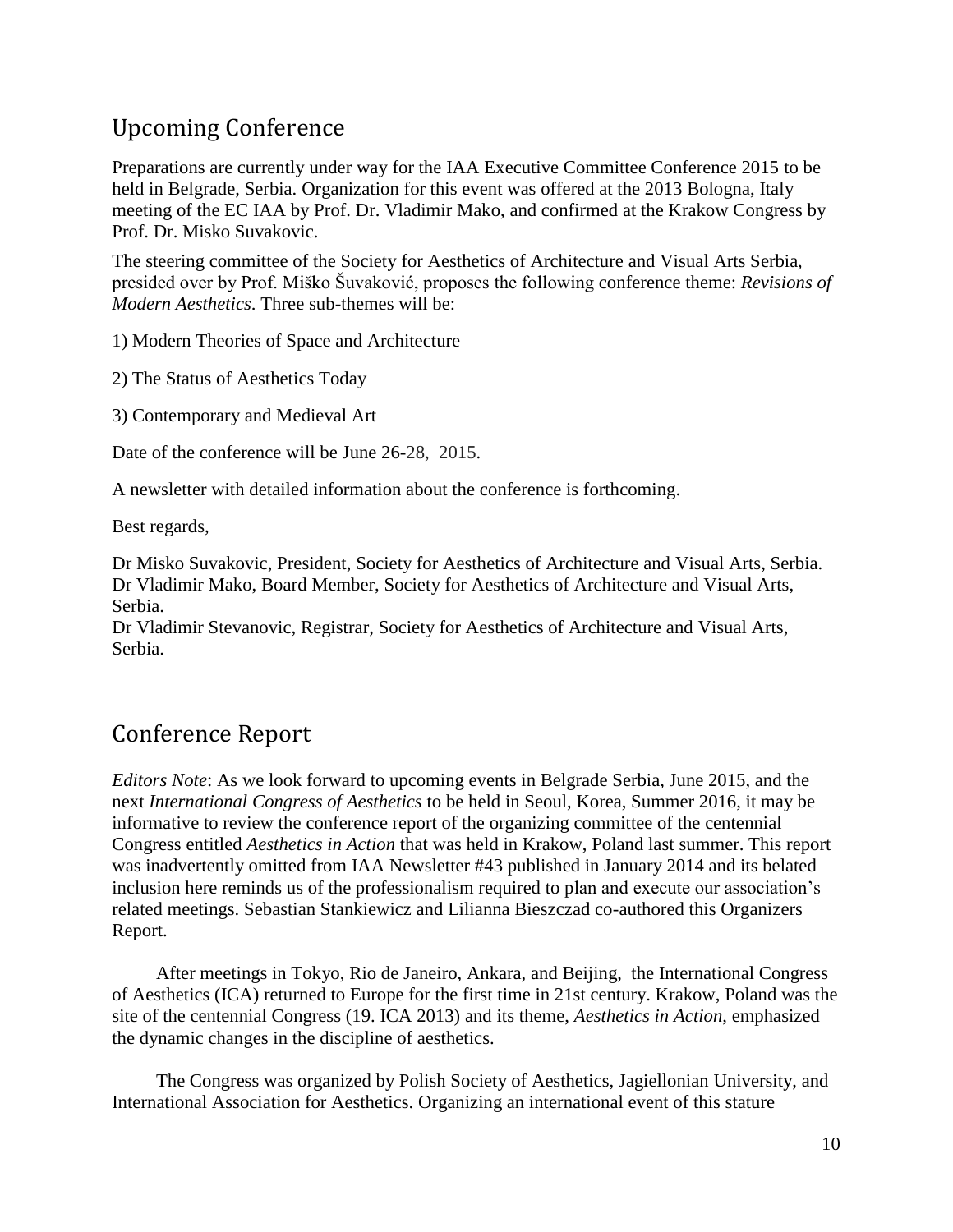## Upcoming Conference

Preparations are currently under way for the IAA Executive Committee Conference 2015 to be held in Belgrade, Serbia. Organization for this event was offered at the 2013 Bologna, Italy meeting of the EC IAA by Prof. Dr. Vladimir Mako, and confirmed at the Krakow Congress by Prof. Dr. Misko Suvakovic.

The steering committee of the Society for Aesthetics of Architecture and Visual Arts Serbia, presided over by Prof. Miško Šuvaković, proposes the following conference theme: *Revisions of Modern Aesthetics*. Three sub-themes will be:

1) Modern Theories of Space and Architecture

2) The Status of Aesthetics Today

3) Contemporary and Medieval Art

Date of the conference will be June 26-28, 2015.

A newsletter with detailed information about the conference is forthcoming.

Best regards,

Dr Misko Suvakovic, President, Society for Aesthetics of Architecture and Visual Arts, Serbia.
Dr Vladimir Mako, Board Member, Society for Aesthetics of Architecture and Visual Arts, Serbia.
Dr Vladimir Stevanovic, Registrar, Society for Aesthetics of Architecture and Visual Arts, Serbia.

## Conference Report

*Editors Note*: As we look forward to upcoming events in Belgrade Serbia, June 2015, and the next *International Congress of Aesthetics* to be held in Seoul, Korea, Summer 2016, it may be informative to review the conference report of the organizing committee of the centennial Congress entitled *Aesthetics in Action* that was held in Krakow, Poland last summer. This report was inadvertently omitted from IAA Newsletter #43 published in January 2014 and its belated inclusion here reminds us of the professionalism required to plan and execute our association's related meetings. Sebastian Stankiewicz and Lilianna Bieszczad co-authored this Organizers Report.

After meetings in Tokyo, Rio de Janeiro, Ankara, and Beijing, the International Congress of Aesthetics (ICA) returned to Europe for the first time in 21st century. Krakow, Poland was the site of the centennial Congress (19. ICA 2013) and its theme, *Aesthetics in Action*, emphasized the dynamic changes in the discipline of aesthetics.

The Congress was organized by Polish Society of Aesthetics, Jagiellonian University, and International Association for Aesthetics. Organizing an international event of this stature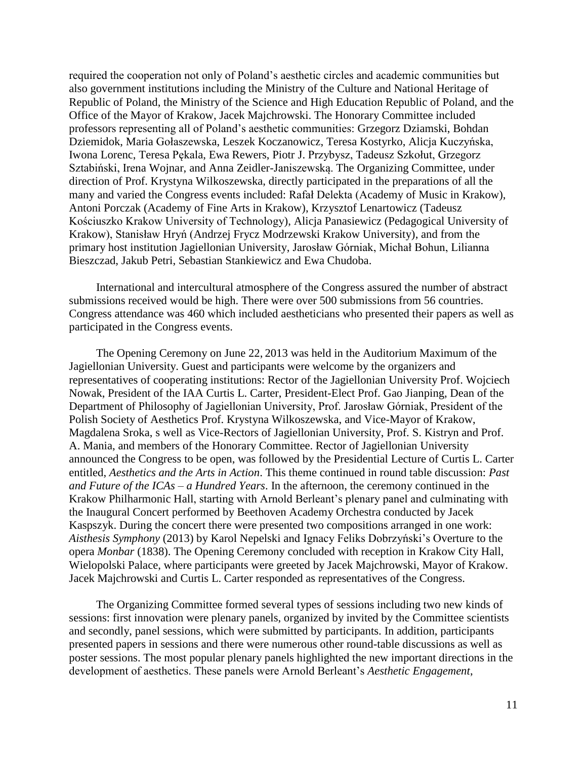required the cooperation not only of Poland's aesthetic circles and academic communities but also government institutions including the Ministry of the Culture and National Heritage of Republic of Poland, the Ministry of the Science and High Education Republic of Poland, and the Office of the Mayor of Krakow, Jacek Majchrowski. The Honorary Committee included professors representing all of Poland's aesthetic communities: Grzegorz Dziamski, Bohdan Dziemidok, Maria Gołaszewska, Leszek Koczanowicz, Teresa Kostyrko, Alicja Kuczyńska, Iwona Lorenc, Teresa Pękala, Ewa Rewers, Piotr J. Przybysz, Tadeusz Szkołut, Grzegorz Sztabiński, Irena Wojnar, and Anna Zeidler-Janiszewską. The Organizing Committee, under direction of Prof. Krystyna Wilkoszewska, directly participated in the preparations of all the many and varied the Congress events included: Rafał Delekta (Academy of Music in Krakow), Antoni Porczak (Academy of Fine Arts in Krakow), Krzysztof Lenartowicz (Tadeusz Kościuszko Krakow University of Technology), Alicja Panasiewicz (Pedagogical University of Krakow), Stanisław Hryń (Andrzej Frycz Modrzewski Krakow University), and from the primary host institution Jagiellonian University, Jarosław Górniak, Michał Bohun, Lilianna Bieszczad, Jakub Petri, Sebastian Stankiewicz and Ewa Chudoba.

International and intercultural atmosphere of the Congress assured the number of abstract submissions received would be high. There were over 500 submissions from 56 countries. Congress attendance was 460 which included aestheticians who presented their papers as well as participated in the Congress events.

The Opening Ceremony on June 22, 2013 was held in the Auditorium Maximum of the Jagiellonian University. Guest and participants were welcome by the organizers and representatives of cooperating institutions: Rector of the Jagiellonian University Prof. Wojciech Nowak, President of the IAA Curtis L. Carter, President-Elect Prof. Gao Jianping, Dean of the Department of Philosophy of Jagiellonian University, Prof. Jarosław Górniak, President of the Polish Society of Aesthetics Prof. Krystyna Wilkoszewska, and Vice-Mayor of Krakow, Magdalena Sroka, s well as Vice-Rectors of Jagiellonian University, Prof. S. Kistryn and Prof. A. Mania, and members of the Honorary Committee. Rector of Jagiellonian University announced the Congress to be open, was followed by the Presidential Lecture of Curtis L. Carter entitled, *Aesthetics and the Arts in Action*. This theme continued in round table discussion: *Past and Future of the ICAs – a Hundred Years*. In the afternoon, the ceremony continued in the Krakow Philharmonic Hall, starting with Arnold Berleant's plenary panel and culminating with the Inaugural Concert performed by Beethoven Academy Orchestra conducted by Jacek Kaspszyk. During the concert there were presented two compositions arranged in one work: *Aisthesis Symphony* (2013) by Karol Nepelski and Ignacy Feliks Dobrzyński's Overture to the opera *Monbar* (1838). The Opening Ceremony concluded with reception in Krakow City Hall, Wielopolski Palace, where participants were greeted by Jacek Majchrowski, Mayor of Krakow. Jacek Majchrowski and Curtis L. Carter responded as representatives of the Congress.

The Organizing Committee formed several types of sessions including two new kinds of sessions: first innovation were plenary panels, organized by invited by the Committee scientists and secondly, panel sessions, which were submitted by participants. In addition, participants presented papers in sessions and there were numerous other round-table discussions as well as poster sessions. The most popular plenary panels highlighted the new important directions in the development of aesthetics. These panels were Arnold Berleant's *Aesthetic Engagement*,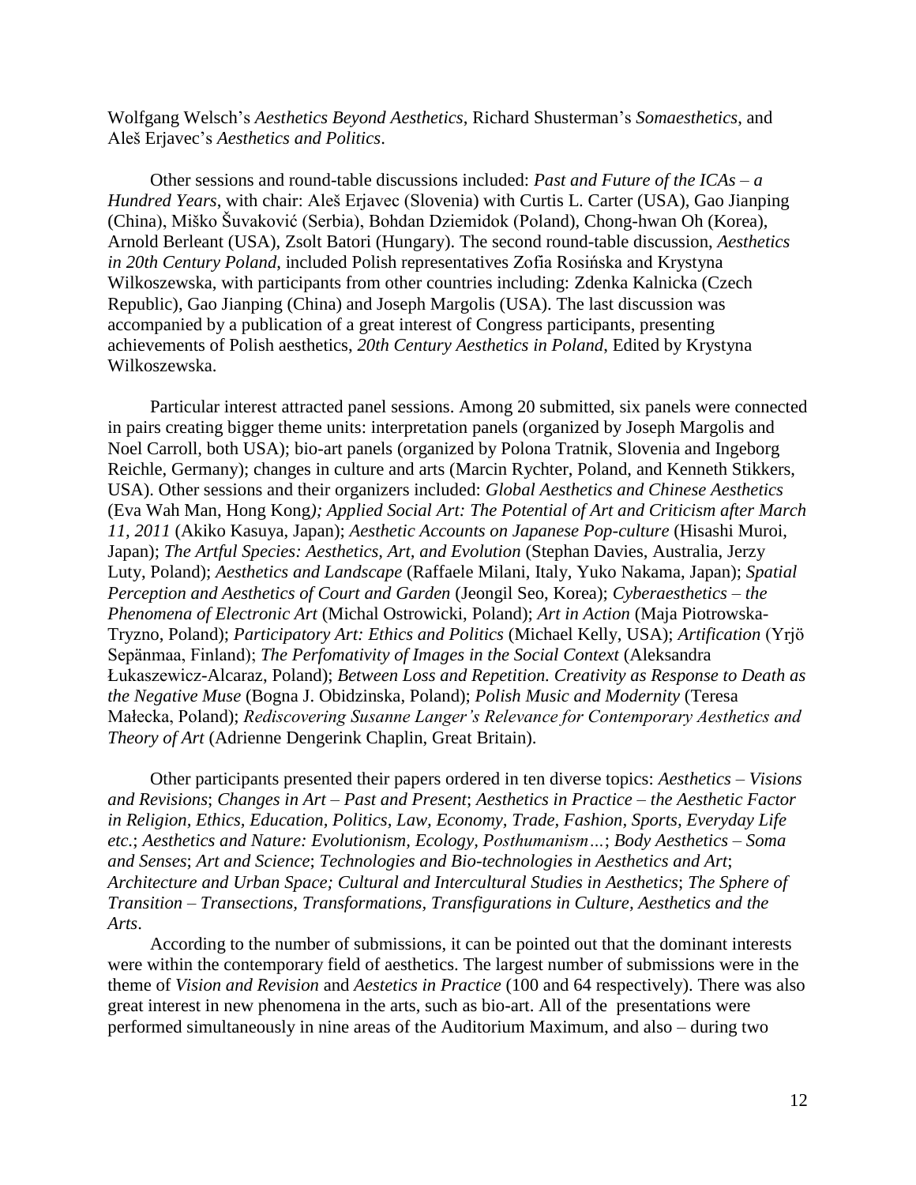Wolfgang Welsch's *Aesthetics Beyond Aesthetics*, Richard Shusterman's *Somaesthetics*, and Aleš Erjavec's *Aesthetics and Politics*.

Other sessions and round-table discussions included: *Past and Future of the ICAs – a Hundred Years*, with chair: Aleš Erjavec (Slovenia) with Curtis L. Carter (USA), Gao Jianping (China), Miško Šuvaković (Serbia), Bohdan Dziemidok (Poland), Chong-hwan Oh (Korea), Arnold Berleant (USA), Zsolt Batori (Hungary). The second round-table discussion, *Aesthetics in 20th Century Poland*, included Polish representatives Zofia Rosińska and Krystyna Wilkoszewska, with participants from other countries including: Zdenka Kalnicka (Czech Republic), Gao Jianping (China) and Joseph Margolis (USA). The last discussion was accompanied by a publication of a great interest of Congress participants, presenting achievements of Polish aesthetics, *20th Century Aesthetics in Poland*, Edited by Krystyna Wilkoszewska.

Particular interest attracted panel sessions. Among 20 submitted, six panels were connected in pairs creating bigger theme units: interpretation panels (organized by Joseph Margolis and Noel Carroll, both USA); bio-art panels (organized by Polona Tratnik, Slovenia and Ingeborg Reichle, Germany); changes in culture and arts (Marcin Rychter, Poland, and Kenneth Stikkers, USA). Other sessions and their organizers included: *Global Aesthetics and Chinese Aesthetics* (Eva Wah Man, Hong Kong*); Applied Social Art: The Potential of Art and Criticism after March 11, 2011* (Akiko Kasuya, Japan); *Aesthetic Accounts on Japanese Pop-culture* (Hisashi Muroi, Japan); *The Artful Species: Aesthetics, Art, and Evolution* (Stephan Davies, Australia, Jerzy Luty, Poland); *Aesthetics and Landscape* (Raffaele Milani, Italy, Yuko Nakama, Japan); *Spatial Perception and Aesthetics of Court and Garden* (Jeongil Seo, Korea); *Cyberaesthetics – the Phenomena of Electronic Art* (Michal Ostrowicki, Poland); *Art in Action* (Maja Piotrowska-Tryzno, Poland); *Participatory Art: Ethics and Politics* (Michael Kelly, USA); *Artification* (Yrjö Sepänmaa, Finland); *The Perfomativity of Images in the Social Context* (Aleksandra Łukaszewicz-Alcaraz, Poland); *Between Loss and Repetition. Creativity as Response to Death as the Negative Muse* (Bogna J. Obidzinska, Poland); *Polish Music and Modernity* (Teresa Małecka, Poland); *Rediscovering Susanne Langer's Relevance for Contemporary Aesthetics and Theory of Art* (Adrienne Dengerink Chaplin, Great Britain).

Other participants presented their papers ordered in ten diverse topics: *Aesthetics – Visions and Revisions*; *Changes in Art – Past and Present*; *Aesthetics in Practice – the Aesthetic Factor in Religion, Ethics, Education, Politics, Law, Economy, Trade, Fashion, Sports, Everyday Life etc*.; *Aesthetics and Nature: Evolutionism, Ecology, Posthumanism…*; *Body Aesthetics – Soma and Senses*; *Art and Science*; *Technologies and Bio-technologies in Aesthetics and Art*; *Architecture and Urban Space; Cultural and Intercultural Studies in Aesthetics*; *The Sphere of Transition – Transections, Transformations, Transfigurations in Culture, Aesthetics and the Arts*.

According to the number of submissions, it can be pointed out that the dominant interests were within the contemporary field of aesthetics. The largest number of submissions were in the theme of *Vision and Revision* and *Aestetics in Practice* (100 and 64 respectively). There was also great interest in new phenomena in the arts, such as bio-art. All of the presentations were performed simultaneously in nine areas of the Auditorium Maximum, and also – during two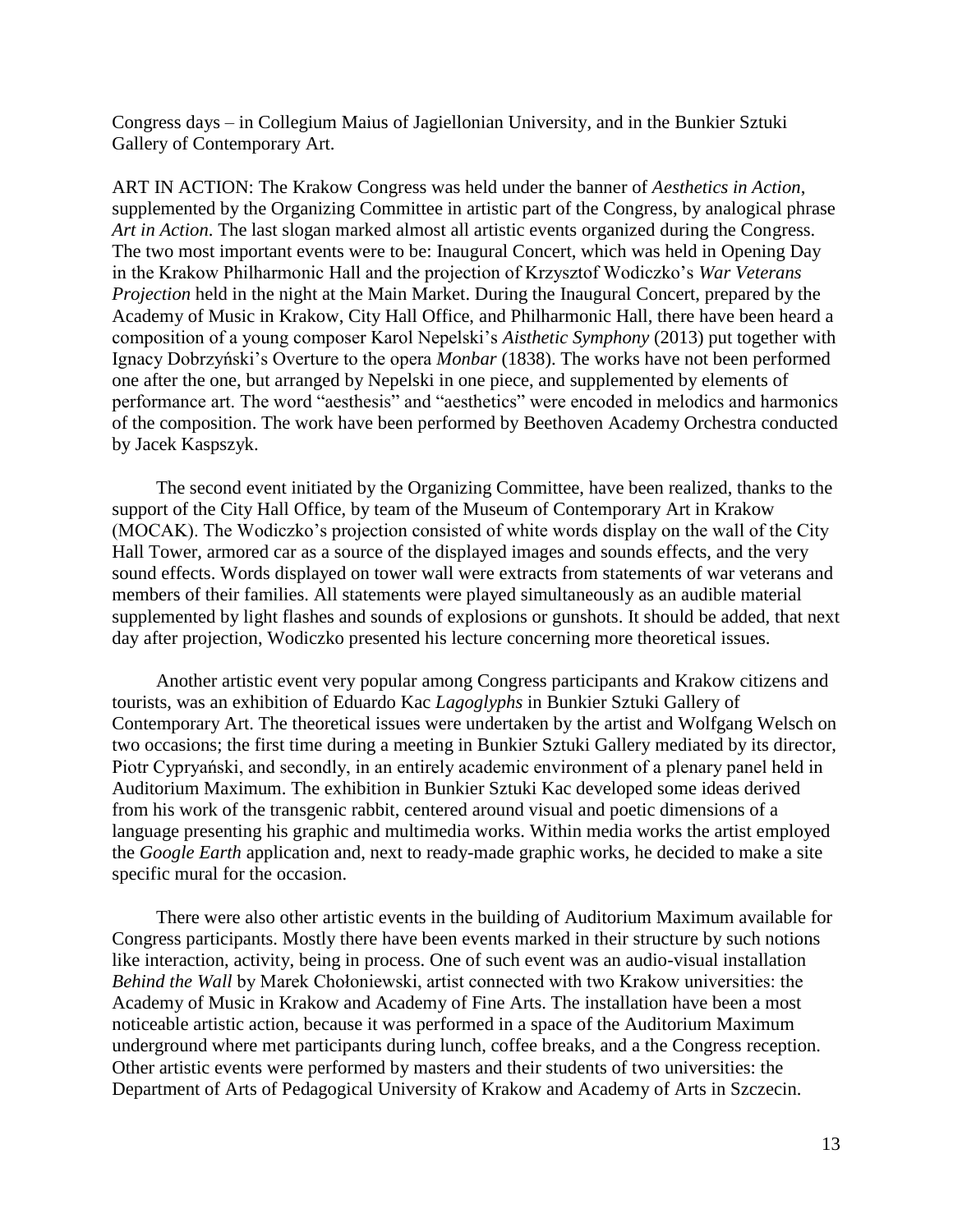Congress days – in Collegium Maius of Jagiellonian University, and in the Bunkier Sztuki Gallery of Contemporary Art.

ART IN ACTION: The Krakow Congress was held under the banner of *Aesthetics in Action*, supplemented by the Organizing Committee in artistic part of the Congress, by analogical phrase *Art in Action*. The last slogan marked almost all artistic events organized during the Congress. The two most important events were to be: Inaugural Concert, which was held in Opening Day in the Krakow Philharmonic Hall and the projection of Krzysztof Wodiczko's *War Veterans Projection* held in the night at the Main Market. During the Inaugural Concert, prepared by the Academy of Music in Krakow, City Hall Office, and Philharmonic Hall, there have been heard a composition of a young composer Karol Nepelski's *Aisthetic Symphony* (2013) put together with Ignacy Dobrzyński's Overture to the opera *Monbar* (1838). The works have not been performed one after the one, but arranged by Nepelski in one piece, and supplemented by elements of performance art. The word "aesthesis" and "aesthetics" were encoded in melodics and harmonics of the composition. The work have been performed by Beethoven Academy Orchestra conducted by Jacek Kaspszyk.

The second event initiated by the Organizing Committee, have been realized, thanks to the support of the City Hall Office, by team of the Museum of Contemporary Art in Krakow (MOCAK). The Wodiczko's projection consisted of white words display on the wall of the City Hall Tower, armored car as a source of the displayed images and sounds effects, and the very sound effects. Words displayed on tower wall were extracts from statements of war veterans and members of their families. All statements were played simultaneously as an audible material supplemented by light flashes and sounds of explosions or gunshots. It should be added, that next day after projection, Wodiczko presented his lecture concerning more theoretical issues.

Another artistic event very popular among Congress participants and Krakow citizens and tourists, was an exhibition of Eduardo Kac *Lagoglyphs* in Bunkier Sztuki Gallery of Contemporary Art. The theoretical issues were undertaken by the artist and Wolfgang Welsch on two occasions; the first time during a meeting in Bunkier Sztuki Gallery mediated by its director, Piotr Cypryański, and secondly, in an entirely academic environment of a plenary panel held in Auditorium Maximum. The exhibition in Bunkier Sztuki Kac developed some ideas derived from his work of the transgenic rabbit, centered around visual and poetic dimensions of a language presenting his graphic and multimedia works. Within media works the artist employed the *Google Earth* application and, next to ready-made graphic works, he decided to make a site specific mural for the occasion.

There were also other artistic events in the building of Auditorium Maximum available for Congress participants. Mostly there have been events marked in their structure by such notions like interaction, activity, being in process. One of such event was an audio-visual installation *Behind the Wall* by Marek Chołoniewski, artist connected with two Krakow universities: the Academy of Music in Krakow and Academy of Fine Arts. The installation have been a most noticeable artistic action, because it was performed in a space of the Auditorium Maximum underground where met participants during lunch, coffee breaks, and a the Congress reception. Other artistic events were performed by masters and their students of two universities: the Department of Arts of Pedagogical University of Krakow and Academy of Arts in Szczecin.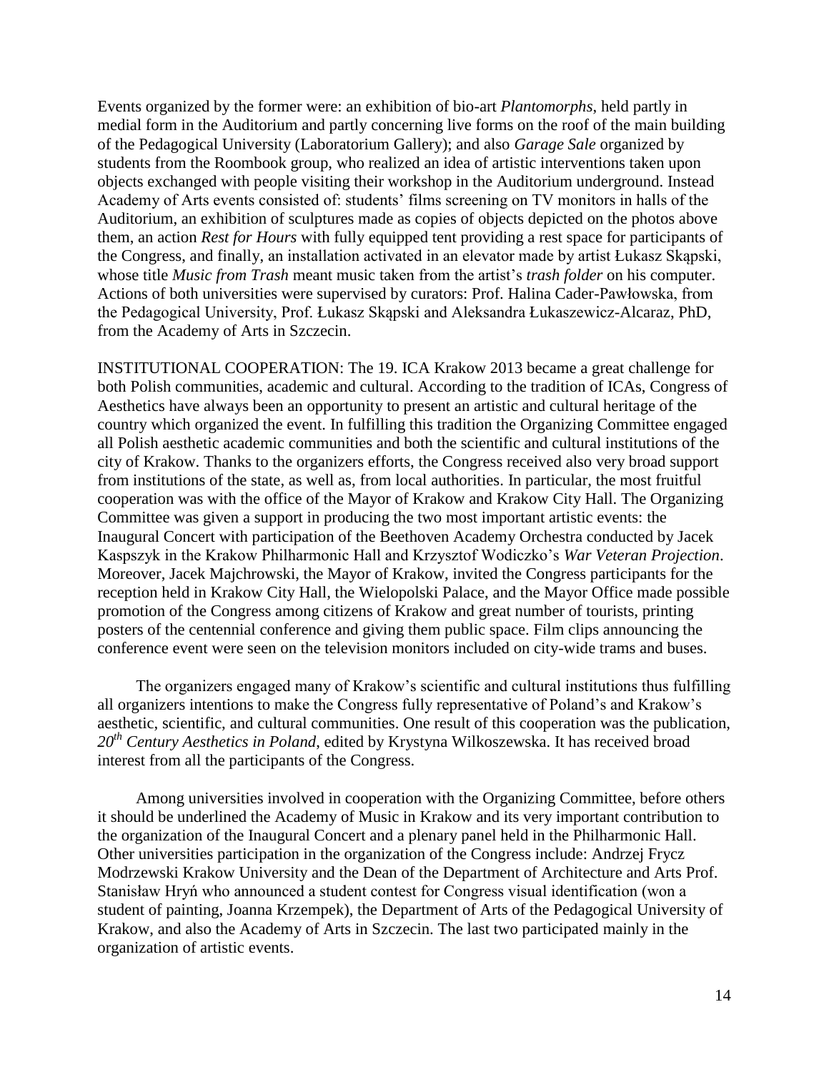Events organized by the former were: an exhibition of bio-art *Plantomorphs*, held partly in medial form in the Auditorium and partly concerning live forms on the roof of the main building of the Pedagogical University (Laboratorium Gallery); and also *Garage Sale* organized by students from the Roombook group, who realized an idea of artistic interventions taken upon objects exchanged with people visiting their workshop in the Auditorium underground. Instead Academy of Arts events consisted of: students' films screening on TV monitors in halls of the Auditorium, an exhibition of sculptures made as copies of objects depicted on the photos above them, an action *Rest for Hours* with fully equipped tent providing a rest space for participants of the Congress, and finally, an installation activated in an elevator made by artist Łukasz Skąpski, whose title *Music from Trash* meant music taken from the artist's *trash folder* on his computer. Actions of both universities were supervised by curators: Prof. Halina Cader-Pawłowska, from the Pedagogical University, Prof. Łukasz Skąpski and Aleksandra Łukaszewicz-Alcaraz, PhD, from the Academy of Arts in Szczecin.

INSTITUTIONAL COOPERATION: The 19. ICA Krakow 2013 became a great challenge for both Polish communities, academic and cultural. According to the tradition of ICAs, Congress of Aesthetics have always been an opportunity to present an artistic and cultural heritage of the country which organized the event. In fulfilling this tradition the Organizing Committee engaged all Polish aesthetic academic communities and both the scientific and cultural institutions of the city of Krakow. Thanks to the organizers efforts, the Congress received also very broad support from institutions of the state, as well as, from local authorities. In particular, the most fruitful cooperation was with the office of the Mayor of Krakow and Krakow City Hall. The Organizing Committee was given a support in producing the two most important artistic events: the Inaugural Concert with participation of the Beethoven Academy Orchestra conducted by Jacek Kaspszyk in the Krakow Philharmonic Hall and Krzysztof Wodiczko's *War Veteran Projection*. Moreover, Jacek Majchrowski, the Mayor of Krakow, invited the Congress participants for the reception held in Krakow City Hall, the Wielopolski Palace, and the Mayor Office made possible promotion of the Congress among citizens of Krakow and great number of tourists, printing posters of the centennial conference and giving them public space. Film clips announcing the conference event were seen on the television monitors included on city-wide trams and buses.

The organizers engaged many of Krakow's scientific and cultural institutions thus fulfilling all organizers intentions to make the Congress fully representative of Poland's and Krakow's aesthetic, scientific, and cultural communities. One result of this cooperation was the publication, *20th Century Aesthetics in Poland*, edited by Krystyna Wilkoszewska. It has received broad interest from all the participants of the Congress.

Among universities involved in cooperation with the Organizing Committee, before others it should be underlined the Academy of Music in Krakow and its very important contribution to the organization of the Inaugural Concert and a plenary panel held in the Philharmonic Hall. Other universities participation in the organization of the Congress include: Andrzej Frycz Modrzewski Krakow University and the Dean of the Department of Architecture and Arts Prof. Stanisław Hryń who announced a student contest for Congress visual identification (won a student of painting, Joanna Krzempek), the Department of Arts of the Pedagogical University of Krakow, and also the Academy of Arts in Szczecin. The last two participated mainly in the organization of artistic events.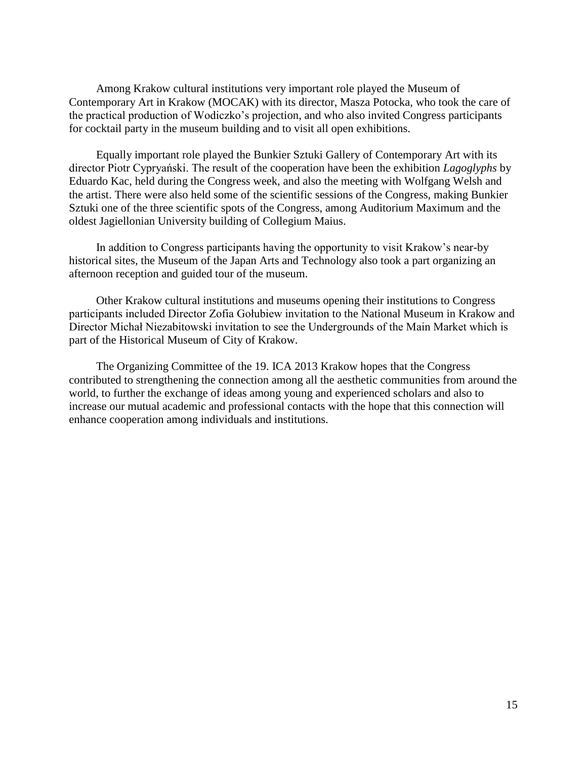Among Krakow cultural institutions very important role played the Museum of Contemporary Art in Krakow (MOCAK) with its director, Masza Potocka, who took the care of the practical production of Wodiczko's projection, and who also invited Congress participants for cocktail party in the museum building and to visit all open exhibitions.

Equally important role played the Bunkier Sztuki Gallery of Contemporary Art with its director Piotr Cypryański. The result of the cooperation have been the exhibition *Lagoglyphs* by Eduardo Kac, held during the Congress week, and also the meeting with Wolfgang Welsh and the artist. There were also held some of the scientific sessions of the Congress, making Bunkier Sztuki one of the three scientific spots of the Congress, among Auditorium Maximum and the oldest Jagiellonian University building of Collegium Maius.

In addition to Congress participants having the opportunity to visit Krakow's near-by historical sites, the Museum of the Japan Arts and Technology also took a part organizing an afternoon reception and guided tour of the museum.

Other Krakow cultural institutions and museums opening their institutions to Congress participants included Director Zofia Gołubiew invitation to the National Museum in Krakow and Director Michał Niezabitowski invitation to see the Undergrounds of the Main Market which is part of the Historical Museum of City of Krakow.

The Organizing Committee of the 19. ICA 2013 Krakow hopes that the Congress contributed to strengthening the connection among all the aesthetic communities from around the world, to further the exchange of ideas among young and experienced scholars and also to increase our mutual academic and professional contacts with the hope that this connection will enhance cooperation among individuals and institutions.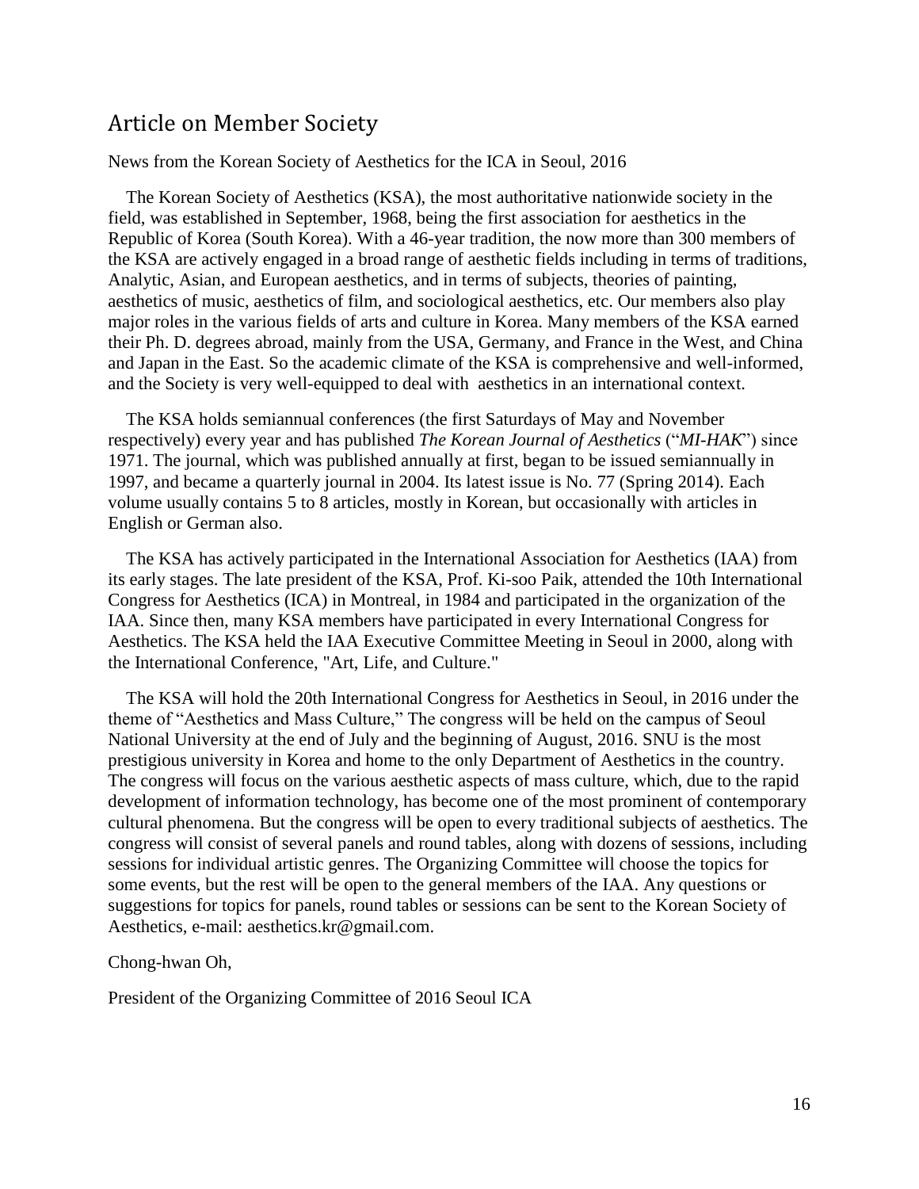## Article on Member Society

News from the Korean Society of Aesthetics for the ICA in Seoul, 2016

The Korean Society of Aesthetics (KSA), the most authoritative nationwide society in the field, was established in September, 1968, being the first association for aesthetics in the Republic of Korea (South Korea). With a 46-year tradition, the now more than 300 members of the KSA are actively engaged in a broad range of aesthetic fields including in terms of traditions, Analytic, Asian, and European aesthetics, and in terms of subjects, theories of painting, aesthetics of music, aesthetics of film, and sociological aesthetics, etc. Our members also play major roles in the various fields of arts and culture in Korea. Many members of the KSA earned their Ph. D. degrees abroad, mainly from the USA, Germany, and France in the West, and China and Japan in the East. So the academic climate of the KSA is comprehensive and well-informed, and the Society is very well-equipped to deal with aesthetics in an international context.

The KSA holds semiannual conferences (the first Saturdays of May and November respectively) every year and has published *The Korean Journal of Aesthetics* ("*MI-HAK*") since 1971. The journal, which was published annually at first, began to be issued semiannually in 1997, and became a quarterly journal in 2004. Its latest issue is No. 77 (Spring 2014). Each volume usually contains 5 to 8 articles, mostly in Korean, but occasionally with articles in English or German also.

The KSA has actively participated in the International Association for Aesthetics (IAA) from its early stages. The late president of the KSA, Prof. Ki-soo Paik, attended the 10th International Congress for Aesthetics (ICA) in Montreal, in 1984 and participated in the organization of the IAA. Since then, many KSA members have participated in every International Congress for Aesthetics. The KSA held the IAA Executive Committee Meeting in Seoul in 2000, along with the International Conference, "Art, Life, and Culture."

The KSA will hold the 20th International Congress for Aesthetics in Seoul, in 2016 under the theme of "Aesthetics and Mass Culture," The congress will be held on the campus of Seoul National University at the end of July and the beginning of August, 2016. SNU is the most prestigious university in Korea and home to the only Department of Aesthetics in the country. The congress will focus on the various aesthetic aspects of mass culture, which, due to the rapid development of information technology, has become one of the most prominent of contemporary cultural phenomena. But the congress will be open to every traditional subjects of aesthetics. The congress will consist of several panels and round tables, along with dozens of sessions, including sessions for individual artistic genres. The Organizing Committee will choose the topics for some events, but the rest will be open to the general members of the IAA. Any questions or suggestions for topics for panels, round tables or sessions can be sent to the Korean Society of Aesthetics, e-mail: aesthetics.kr@gmail.com.

Chong-hwan Oh,

President of the Organizing Committee of 2016 Seoul ICA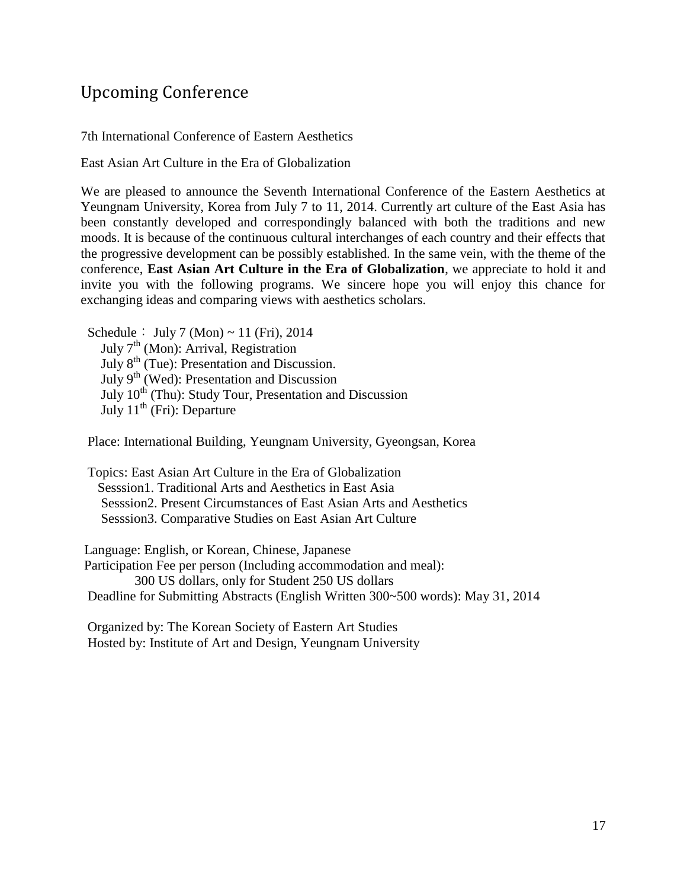## Upcoming Conference

7th International Conference of Eastern Aesthetics

East Asian Art Culture in the Era of Globalization

We are pleased to announce the Seventh International Conference of the Eastern Aesthetics at Yeungnam University, Korea from July 7 to 11, 2014. Currently art culture of the East Asia has been constantly developed and correspondingly balanced with both the traditions and new moods. It is because of the continuous cultural interchanges of each country and their effects that the progressive development can be possibly established. In the same vein, with the theme of the conference, **East Asian Art Culture in the Era of Globalization**, we appreciate to hold it and invite you with the following programs. We sincere hope you will enjoy this chance for exchanging ideas and comparing views with aesthetics scholars.

Schedule： July 7 (Mon) ~ 11 (Fri), 2014
July 7th (Mon): Arrival, Registration
July 8th (Tue): Presentation and Discussion.
July 9th (Wed): Presentation and Discussion
July 10th (Thu): Study Tour, Presentation and Discussion
July 11th (Fri): Departure

Place: International Building, Yeungnam University, Gyeongsan, Korea

Topics: East Asian Art Culture in the Era of Globalization
Sesssion1. Traditional Arts and Aesthetics in East Asia
Sesssion2. Present Circumstances of East Asian Arts and Aesthetics
Sesssion3. Comparative Studies on East Asian Art Culture

Language: English, or Korean, Chinese, Japanese
Participation Fee per person (Including accommodation and meal):
300 US dollars, only for Student 250 US dollars
Deadline for Submitting Abstracts (English Written 300~500 words): May 31, 2014

Organized by: The Korean Society of Eastern Art Studies
Hosted by: Institute of Art and Design, Yeungnam University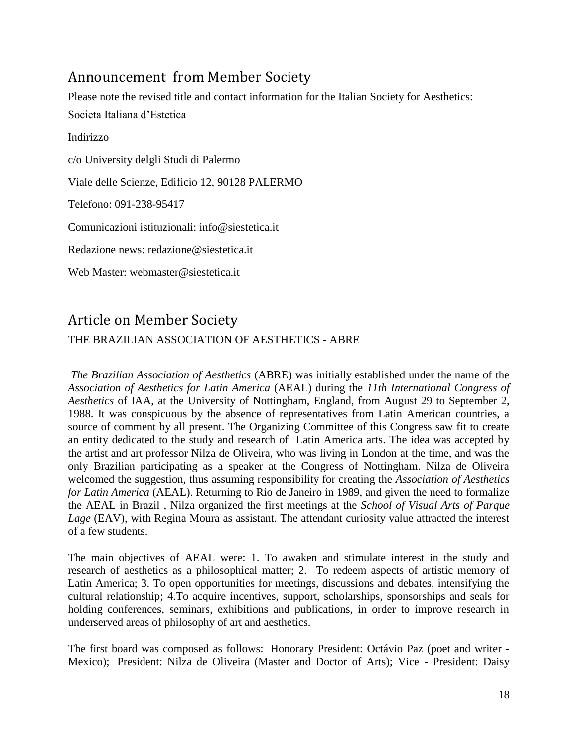## Announcement from Member Society

Please note the revised title and contact information for the Italian Society for Aesthetics:

Societa Italiana d'Estetica

Indirizzo

c/o University delgli Studi di Palermo

Viale delle Scienze, Edificio 12, 90128 PALERMO

Telefono: 091-238-95417

Comunicazioni istituzionali: info@siestetica.it

Redazione news: redazione@siestetica.it

Web Master: webmaster@siestetica.it

## Article on Member Society

THE BRAZILIAN ASSOCIATION OF AESTHETICS - ABRE

*The Brazilian Association of Aesthetics* (ABRE) was initially established under the name of the *Association of Aesthetics for Latin America* (AEAL) during the *11th International Congress of Aesthetics* of IAA, at the University of Nottingham, England, from August 29 to September 2, 1988. It was conspicuous by the absence of representatives from Latin American countries, a source of comment by all present. The Organizing Committee of this Congress saw fit to create an entity dedicated to the study and research of Latin America arts. The idea was accepted by the artist and art professor Nilza de Oliveira, who was living in London at the time, and was the only Brazilian participating as a speaker at the Congress of Nottingham. Nilza de Oliveira welcomed the suggestion, thus assuming responsibility for creating the *Association of Aesthetics for Latin America* (AEAL). Returning to Rio de Janeiro in 1989, and given the need to formalize the AEAL in Brazil , Nilza organized the first meetings at the *School of Visual Arts of Parque Lage* (EAV), with Regina Moura as assistant. The attendant curiosity value attracted the interest of a few students.

The main objectives of AEAL were: 1. To awaken and stimulate interest in the study and research of aesthetics as a philosophical matter; 2. To redeem aspects of artistic memory of Latin America; 3. To open opportunities for meetings, discussions and debates, intensifying the cultural relationship; 4.To acquire incentives, support, scholarships, sponsorships and seals for holding conferences, seminars, exhibitions and publications, in order to improve research in underserved areas of philosophy of art and aesthetics.

The first board was composed as follows: Honorary President: Octávio Paz (poet and writer - Mexico); President: Nilza de Oliveira (Master and Doctor of Arts); Vice - President: Daisy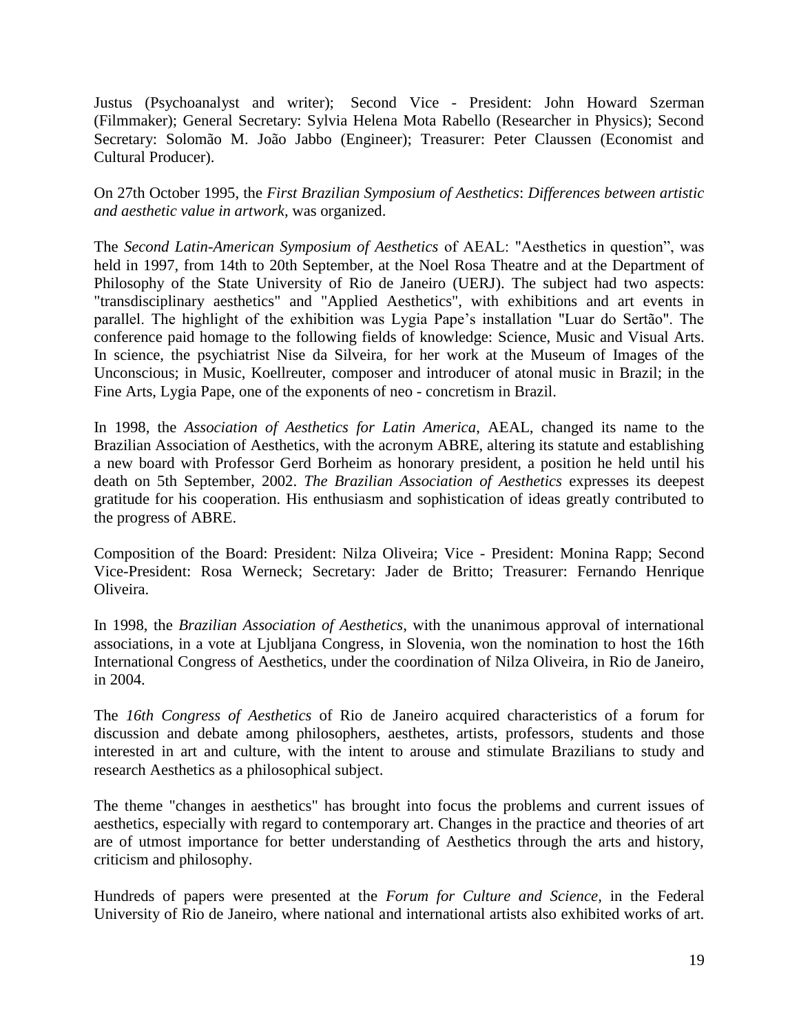Justus (Psychoanalyst and writer); Second Vice - President: John Howard Szerman (Filmmaker); General Secretary: Sylvia Helena Mota Rabello (Researcher in Physics); Second Secretary: Solomão M. João Jabbo (Engineer); Treasurer: Peter Claussen (Economist and Cultural Producer).

On 27th October 1995, the *First Brazilian Symposium of Aesthetics*: *Differences between artistic and aesthetic value in artwork,* was organized.

The *Second Latin-American Symposium of Aesthetics* of AEAL: "Aesthetics in question", was held in 1997, from 14th to 20th September, at the Noel Rosa Theatre and at the Department of Philosophy of the State University of Rio de Janeiro (UERJ). The subject had two aspects: "transdisciplinary aesthetics" and "Applied Aesthetics", with exhibitions and art events in parallel. The highlight of the exhibition was Lygia Pape's installation "Luar do Sertão". The conference paid homage to the following fields of knowledge: Science, Music and Visual Arts. In science, the psychiatrist Nise da Silveira, for her work at the Museum of Images of the Unconscious; in Music, Koellreuter, composer and introducer of atonal music in Brazil; in the Fine Arts, Lygia Pape, one of the exponents of neo - concretism in Brazil.

In 1998, the *Association of Aesthetics for Latin America*, AEAL, changed its name to the Brazilian Association of Aesthetics, with the acronym ABRE, altering its statute and establishing a new board with Professor Gerd Borheim as honorary president, a position he held until his death on 5th September, 2002. *The Brazilian Association of Aesthetics* expresses its deepest gratitude for his cooperation. His enthusiasm and sophistication of ideas greatly contributed to the progress of ABRE.

Composition of the Board: President: Nilza Oliveira; Vice - President: Monina Rapp; Second Vice-President: Rosa Werneck; Secretary: Jader de Britto; Treasurer: Fernando Henrique Oliveira.

In 1998, the *Brazilian Association of Aesthetics*, with the unanimous approval of international associations, in a vote at Ljubljana Congress, in Slovenia, won the nomination to host the 16th International Congress of Aesthetics, under the coordination of Nilza Oliveira, in Rio de Janeiro, in 2004.

The *16th Congress of Aesthetics* of Rio de Janeiro acquired characteristics of a forum for discussion and debate among philosophers, aesthetes, artists, professors, students and those interested in art and culture, with the intent to arouse and stimulate Brazilians to study and research Aesthetics as a philosophical subject.

The theme "changes in aesthetics" has brought into focus the problems and current issues of aesthetics, especially with regard to contemporary art. Changes in the practice and theories of art are of utmost importance for better understanding of Aesthetics through the arts and history, criticism and philosophy.

Hundreds of papers were presented at the *Forum for Culture and Science*, in the Federal University of Rio de Janeiro, where national and international artists also exhibited works of art.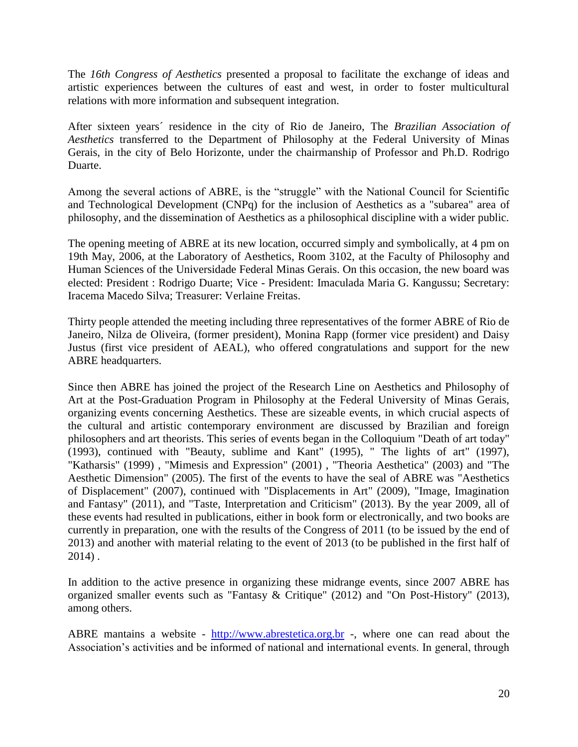The *16th Congress of Aesthetics* presented a proposal to facilitate the exchange of ideas and artistic experiences between the cultures of east and west, in order to foster multicultural relations with more information and subsequent integration.

After sixteen years´ residence in the city of Rio de Janeiro, The *Brazilian Association of Aesthetics* transferred to the Department of Philosophy at the Federal University of Minas Gerais, in the city of Belo Horizonte, under the chairmanship of Professor and Ph.D. Rodrigo Duarte.

Among the several actions of ABRE, is the "struggle" with the National Council for Scientific and Technological Development (CNPq) for the inclusion of Aesthetics as a "subarea" area of philosophy, and the dissemination of Aesthetics as a philosophical discipline with a wider public.

The opening meeting of ABRE at its new location, occurred simply and symbolically, at 4 pm on 19th May, 2006, at the Laboratory of Aesthetics, Room 3102, at the Faculty of Philosophy and Human Sciences of the Universidade Federal Minas Gerais. On this occasion, the new board was elected: President : Rodrigo Duarte; Vice - President: Imaculada Maria G. Kangussu; Secretary: Iracema Macedo Silva; Treasurer: Verlaine Freitas.

Thirty people attended the meeting including three representatives of the former ABRE of Rio de Janeiro, Nilza de Oliveira, (former president), Monina Rapp (former vice president) and Daisy Justus (first vice president of AEAL), who offered congratulations and support for the new ABRE headquarters.

Since then ABRE has joined the project of the Research Line on Aesthetics and Philosophy of Art at the Post-Graduation Program in Philosophy at the Federal University of Minas Gerais, organizing events concerning Aesthetics. These are sizeable events, in which crucial aspects of the cultural and artistic contemporary environment are discussed by Brazilian and foreign philosophers and art theorists. This series of events began in the Colloquium "Death of art today" (1993), continued with "Beauty, sublime and Kant" (1995), " The lights of art" (1997), "Katharsis" (1999) , "Mimesis and Expression" (2001) , "Theoria Aesthetica" (2003) and "The Aesthetic Dimension" (2005). The first of the events to have the seal of ABRE was "Aesthetics of Displacement" (2007), continued with "Displacements in Art" (2009), "Image, Imagination and Fantasy" (2011), and "Taste, Interpretation and Criticism" (2013). By the year 2009, all of these events had resulted in publications, either in book form or electronically, and two books are currently in preparation, one with the results of the Congress of 2011 (to be issued by the end of 2013) and another with material relating to the event of 2013 (to be published in the first half of 2014) .

In addition to the active presence in organizing these midrange events, since 2007 ABRE has organized smaller events such as "Fantasy & Critique" (2012) and "On Post-History" (2013), among others.

ABRE mantains a website - [http://www.abrestetica.org.br](http://www.abrestetica.org.br) -, where one can read about the Association's activities and be informed of national and international events. In general, through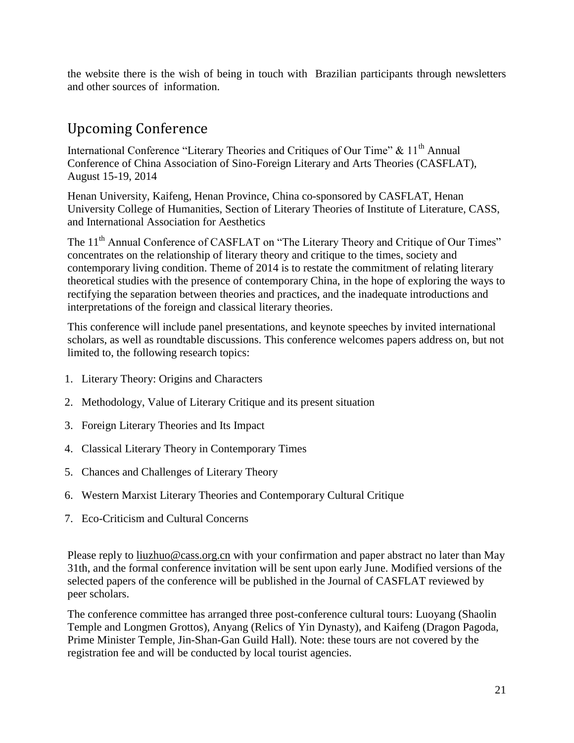the website there is the wish of being in touch with Brazilian participants through newsletters and other sources of information.

## Upcoming Conference

International Conference "Literary Theories and Critiques of Our Time" & 11th Annual Conference of China Association of Sino-Foreign Literary and Arts Theories (CASFLAT), August 15-19, 2014

Henan University, Kaifeng, Henan Province, China co-sponsored by CASFLAT, Henan University College of Humanities, Section of Literary Theories of Institute of Literature, CASS, and International Association for Aesthetics

The 11th Annual Conference of CASFLAT on "The Literary Theory and Critique of Our Times" concentrates on the relationship of literary theory and critique to the times, society and contemporary living condition. Theme of 2014 is to restate the commitment of relating literary theoretical studies with the presence of contemporary China, in the hope of exploring the ways to rectifying the separation between theories and practices, and the inadequate introductions and interpretations of the foreign and classical literary theories.

This conference will include panel presentations, and keynote speeches by invited international scholars, as well as roundtable discussions. This conference welcomes papers address on, but not limited to, the following research topics:

1. Literary Theory: Origins and Characters
2. Methodology, Value of Literary Critique and its present situation
3. Foreign Literary Theories and Its Impact
4. Classical Literary Theory in Contemporary Times
5. Chances and Challenges of Literary Theory
6. Western Marxist Literary Theories and Contemporary Cultural Critique
7. Eco-Criticism and Cultural Concerns

Please reply to liuzhuo@cass.org.cn with your confirmation and paper abstract no later than May 31th, and the formal conference invitation will be sent upon early June. Modified versions of the selected papers of the conference will be published in the Journal of CASFLAT reviewed by peer scholars.

The conference committee has arranged three post-conference cultural tours: Luoyang (Shaolin Temple and Longmen Grottos), Anyang (Relics of Yin Dynasty), and Kaifeng (Dragon Pagoda, Prime Minister Temple, Jin-Shan-Gan Guild Hall). Note: these tours are not covered by the registration fee and will be conducted by local tourist agencies.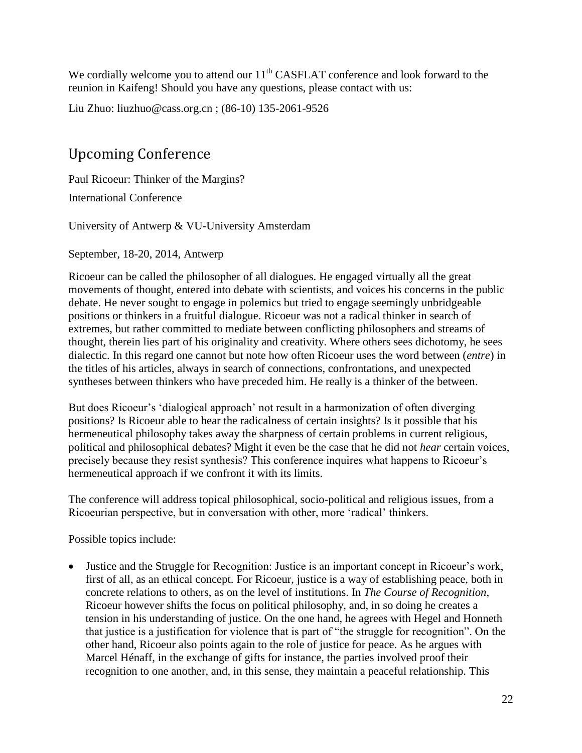We cordially welcome you to attend our 11th CASFLAT conference and look forward to the reunion in Kaifeng! Should you have any questions, please contact with us:

Liu Zhuo: liuzhuo@cass.org.cn ; (86-10) 135-2061-9526

## Upcoming Conference

Paul Ricoeur: Thinker of the Margins?

International Conference

University of Antwerp & VU-University Amsterdam

September, 18-20, 2014, Antwerp

Ricoeur can be called the philosopher of all dialogues. He engaged virtually all the great movements of thought, entered into debate with scientists, and voices his concerns in the public debate. He never sought to engage in polemics but tried to engage seemingly unbridgeable positions or thinkers in a fruitful dialogue. Ricoeur was not a radical thinker in search of extremes, but rather committed to mediate between conflicting philosophers and streams of thought, therein lies part of his originality and creativity. Where others sees dichotomy, he sees dialectic. In this regard one cannot but note how often Ricoeur uses the word between (*entre*) in the titles of his articles, always in search of connections, confrontations, and unexpected syntheses between thinkers who have preceded him. He really is a thinker of the between.

But does Ricoeur's 'dialogical approach' not result in a harmonization of often diverging positions? Is Ricoeur able to hear the radicalness of certain insights? Is it possible that his hermeneutical philosophy takes away the sharpness of certain problems in current religious, political and philosophical debates? Might it even be the case that he did not *hear* certain voices, precisely because they resist synthesis? This conference inquires what happens to Ricoeur's hermeneutical approach if we confront it with its limits.

The conference will address topical philosophical, socio-political and religious issues, from a Ricoeurian perspective, but in conversation with other, more 'radical' thinkers.

Possible topics include:

- Justice and the Struggle for Recognition: Justice is an important concept in Ricoeur's work, first of all, as an ethical concept. For Ricoeur, justice is a way of establishing peace, both in concrete relations to others, as on the level of institutions. In *The Course of Recognition*, Ricoeur however shifts the focus on political philosophy, and, in so doing he creates a tension in his understanding of justice. On the one hand, he agrees with Hegel and Honneth that justice is a justification for violence that is part of "the struggle for recognition". On the other hand, Ricoeur also points again to the role of justice for peace. As he argues with Marcel Hénaff, in the exchange of gifts for instance, the parties involved proof their recognition to one another, and, in this sense, they maintain a peaceful relationship. This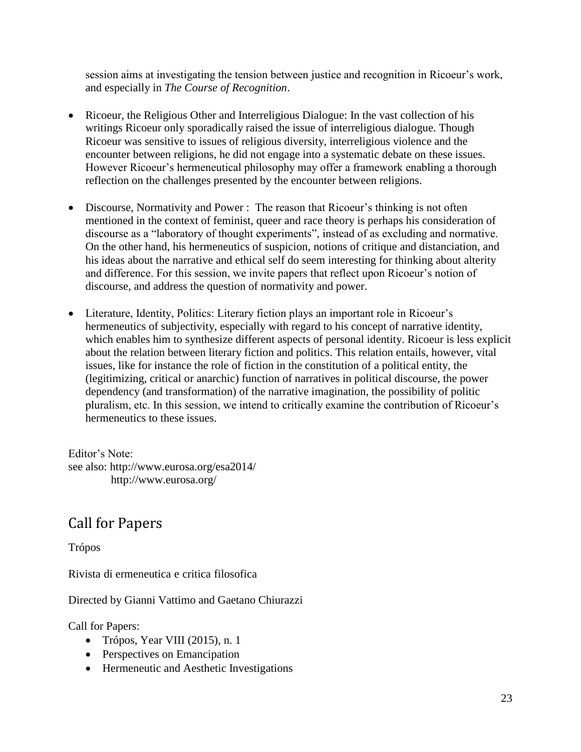session aims at investigating the tension between justice and recognition in Ricoeur's work, and especially in *The Course of Recognition*.

- Ricoeur, the Religious Other and Interreligious Dialogue: In the vast collection of his writings Ricoeur only sporadically raised the issue of interreligious dialogue. Though Ricoeur was sensitive to issues of religious diversity, interreligious violence and the encounter between religions, he did not engage into a systematic debate on these issues. However Ricoeur's hermeneutical philosophy may offer a framework enabling a thorough reflection on the challenges presented by the encounter between religions.
- Discourse, Normativity and Power : The reason that Ricoeur's thinking is not often mentioned in the context of feminist, queer and race theory is perhaps his consideration of discourse as a "laboratory of thought experiments", instead of as excluding and normative. On the other hand, his hermeneutics of suspicion, notions of critique and distanciation, and his ideas about the narrative and ethical self do seem interesting for thinking about alterity and difference. For this session, we invite papers that reflect upon Ricoeur's notion of discourse, and address the question of normativity and power.
- Literature, Identity, Politics: Literary fiction plays an important role in Ricoeur's hermeneutics of subjectivity, especially with regard to his concept of narrative identity, which enables him to synthesize different aspects of personal identity. Ricoeur is less explicit about the relation between literary fiction and politics. This relation entails, however, vital issues, like for instance the role of fiction in the constitution of a political entity, the (legitimizing, critical or anarchic) function of narratives in political discourse, the power dependency (and transformation) of the narrative imagination, the possibility of politic pluralism, etc. In this session, we intend to critically examine the contribution of Ricoeur's hermeneutics to these issues.

Editor's Note:
see also: http://www.eurosa.org/esa2014/
http://www.eurosa.org/

## Call for Papers

Trópos

Rivista di ermeneutica e critica filosofica

Directed by Gianni Vattimo and Gaetano Chiurazzi

Call for Papers:

- Trópos, Year VIII (2015), n. 1
- Perspectives on Emancipation
- Hermeneutic and Aesthetic Investigations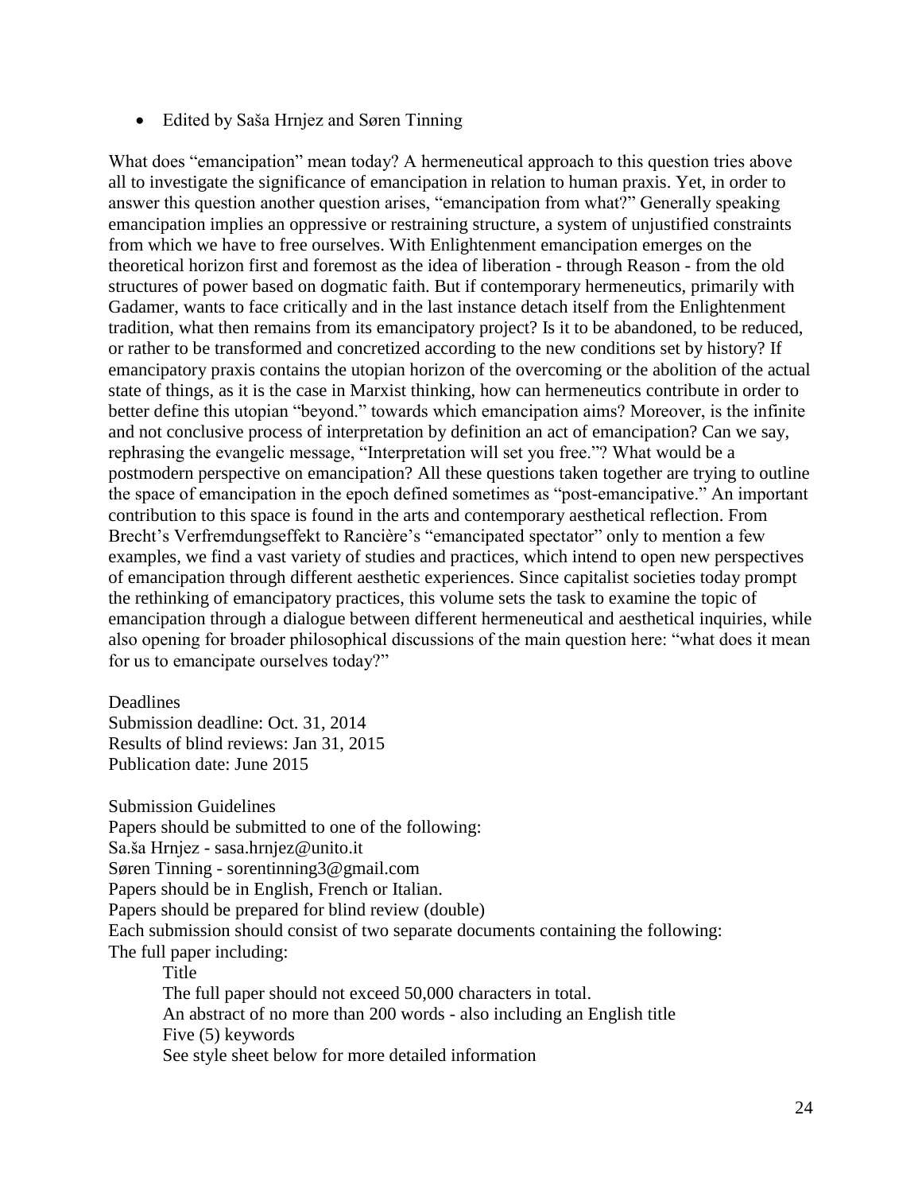- Edited by Saša Hrnjez and Søren Tinning

What does “emancipation” mean today? A hermeneutical approach to this question tries above all to investigate the significance of emancipation in relation to human praxis. Yet, in order to answer this question another question arises, “emancipation from what?” Generally speaking emancipation implies an oppressive or restraining structure, a system of unjustified constraints from which we have to free ourselves. With Enlightenment emancipation emerges on the theoretical horizon first and foremost as the idea of liberation - through Reason - from the old structures of power based on dogmatic faith. But if contemporary hermeneutics, primarily with Gadamer, wants to face critically and in the last instance detach itself from the Enlightenment tradition, what then remains from its emancipatory project? Is it to be abandoned, to be reduced, or rather to be transformed and concretized according to the new conditions set by history? If emancipatory praxis contains the utopian horizon of the overcoming or the abolition of the actual state of things, as it is the case in Marxist thinking, how can hermeneutics contribute in order to better define this utopian “beyond.” towards which emancipation aims? Moreover, is the infinite and not conclusive process of interpretation by definition an act of emancipation? Can we say, rephrasing the evangelic message, “Interpretation will set you free.”? What would be a postmodern perspective on emancipation? All these questions taken together are trying to outline the space of emancipation in the epoch defined sometimes as “post-emancipative.” An important contribution to this space is found in the arts and contemporary aesthetical reflection. From Brecht’s Verfremdungseffekt to Rancière’s “emancipated spectator” only to mention a few examples, we find a vast variety of studies and practices, which intend to open new perspectives of emancipation through different aesthetic experiences. Since capitalist societies today prompt the rethinking of emancipatory practices, this volume sets the task to examine the topic of emancipation through a dialogue between different hermeneutical and aesthetical inquiries, while also opening for broader philosophical discussions of the main question here: “what does it mean for us to emancipate ourselves today?”

Deadlines
Submission deadline: Oct. 31, 2014
Results of blind reviews: Jan 31, 2015
Publication date: June 2015

Submission Guidelines
Papers should be submitted to one of the following:
Sa.ša Hrnjez - sasa.hrnjez@unito.it
Søren Tinning - sorentinning3@gmail.com
Papers should be in English, French or Italian.
Papers should be prepared for blind review (double)
Each submission should consist of two separate documents containing the following:
The full paper including:

Title
The full paper should not exceed 50,000 characters in total.
An abstract of no more than 200 words - also including an English title
Five (5) keywords
See style sheet below for more detailed information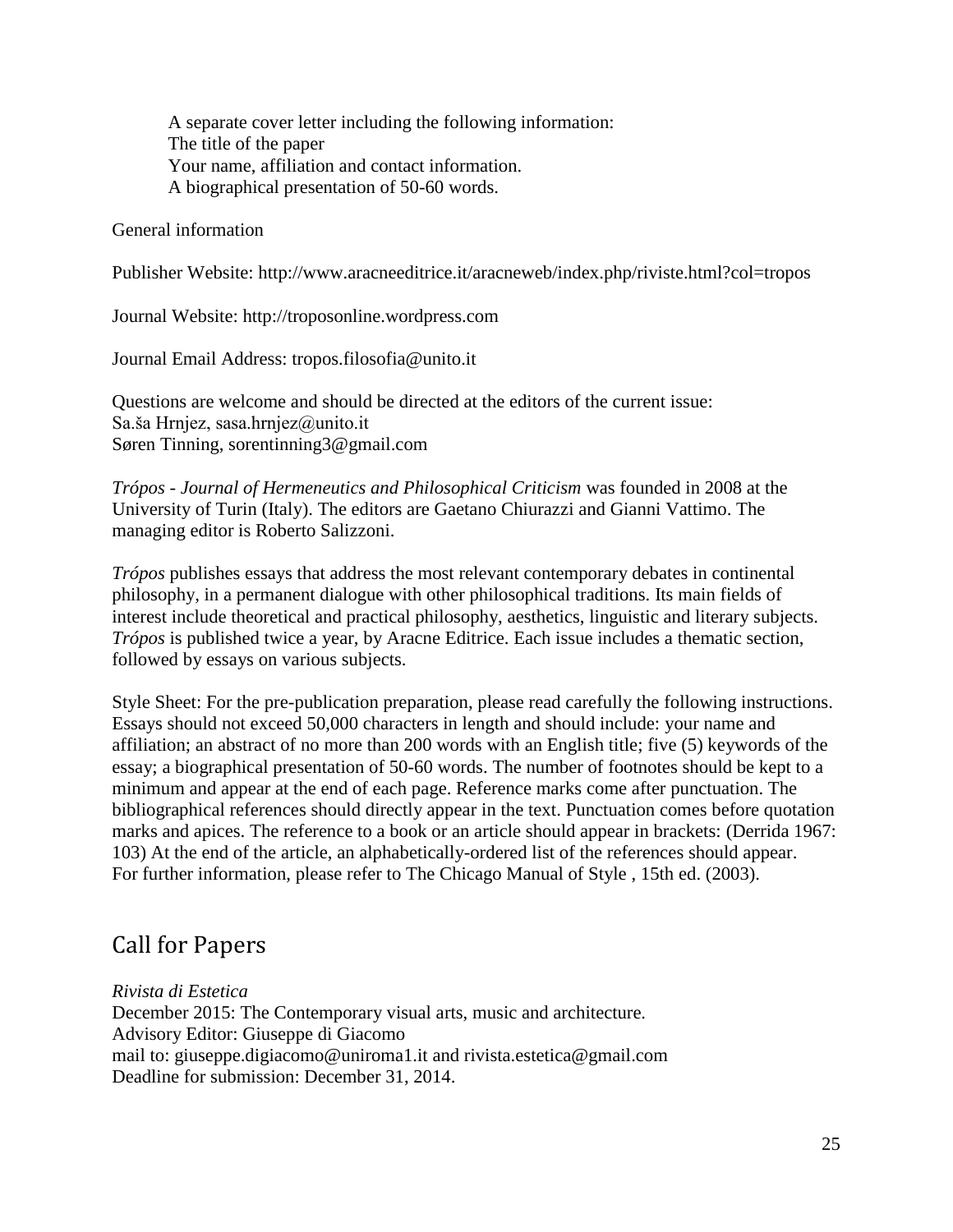A separate cover letter including the following information:
The title of the paper
Your name, affiliation and contact information.
A biographical presentation of 50-60 words.

General information

Publisher Website: http://www.aracneeditrice.it/aracneweb/index.php/riviste.html?col=tropos

Journal Website: http://troposonline.wordpress.com

Journal Email Address: tropos.filosofia@unito.it

Questions are welcome and should be directed at the editors of the current issue:
Sa.ša Hrnjez, sasa.hrnjez@unito.it
Søren Tinning, sorentinning3@gmail.com

*Trópos - Journal of Hermeneutics and Philosophical Criticism* was founded in 2008 at the University of Turin (Italy). The editors are Gaetano Chiurazzi and Gianni Vattimo. The managing editor is Roberto Salizzoni.

*Trópos* publishes essays that address the most relevant contemporary debates in continental philosophy, in a permanent dialogue with other philosophical traditions. Its main fields of interest include theoretical and practical philosophy, aesthetics, linguistic and literary subjects. *Trópos* is published twice a year, by Aracne Editrice. Each issue includes a thematic section, followed by essays on various subjects.

Style Sheet: For the pre-publication preparation, please read carefully the following instructions. Essays should not exceed 50,000 characters in length and should include: your name and affiliation; an abstract of no more than 200 words with an English title; five (5) keywords of the essay; a biographical presentation of 50-60 words. The number of footnotes should be kept to a minimum and appear at the end of each page. Reference marks come after punctuation. The bibliographical references should directly appear in the text. Punctuation comes before quotation marks and apices. The reference to a book or an article should appear in brackets: (Derrida 1967: 103) At the end of the article, an alphabetically-ordered list of the references should appear. For further information, please refer to The Chicago Manual of Style , 15th ed. (2003).

## Call for Papers

*Rivista di Estetica*
December 2015: The Contemporary visual arts, music and architecture.
Advisory Editor: Giuseppe di Giacomo
mail to: giuseppe.digiacomo@uniroma1.it and rivista.estetica@gmail.com
Deadline for submission: December 31, 2014.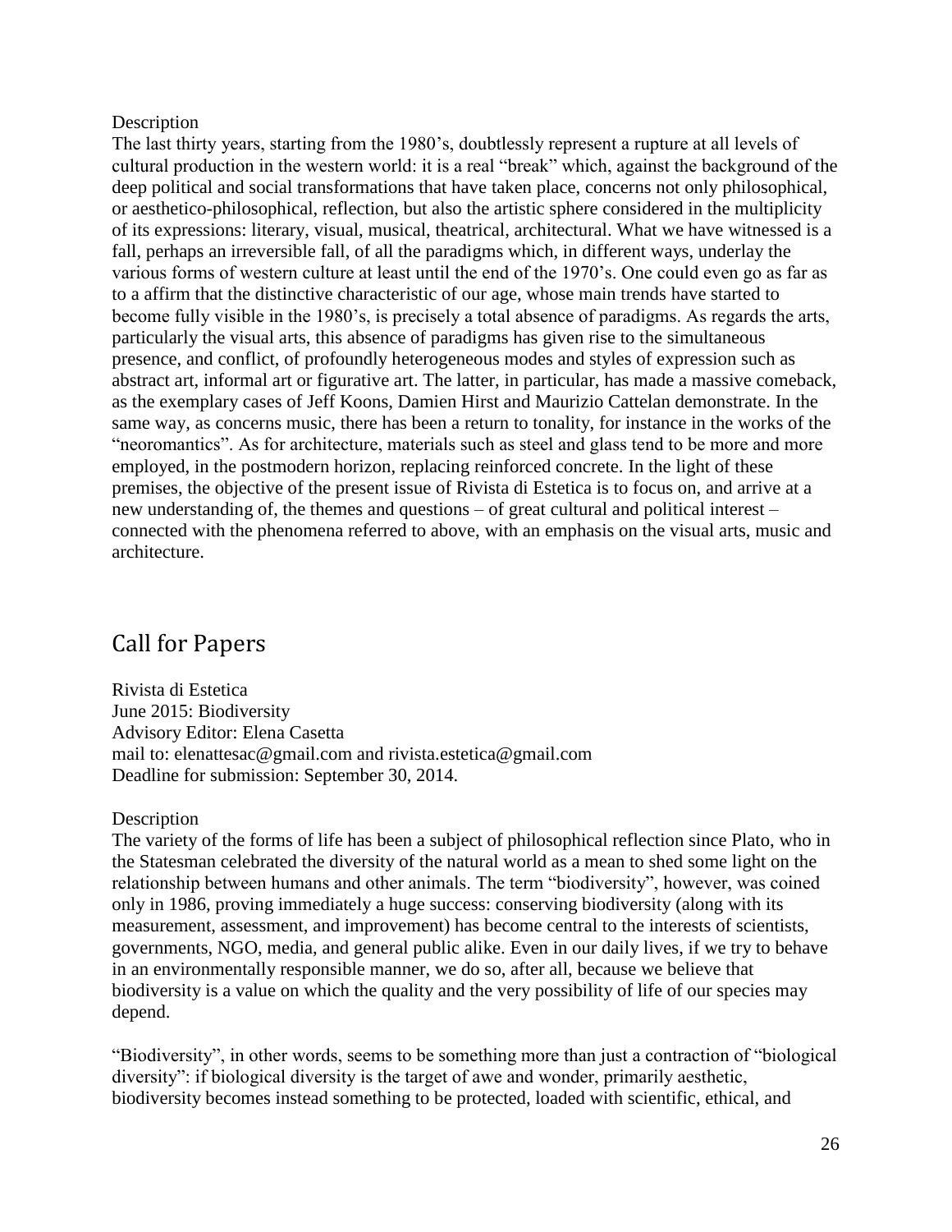Description

The last thirty years, starting from the 1980's, doubtlessly represent a rupture at all levels of cultural production in the western world: it is a real "break" which, against the background of the deep political and social transformations that have taken place, concerns not only philosophical, or aesthetico-philosophical, reflection, but also the artistic sphere considered in the multiplicity of its expressions: literary, visual, musical, theatrical, architectural. What we have witnessed is a fall, perhaps an irreversible fall, of all the paradigms which, in different ways, underlay the various forms of western culture at least until the end of the 1970's. One could even go as far as to a affirm that the distinctive characteristic of our age, whose main trends have started to become fully visible in the 1980's, is precisely a total absence of paradigms. As regards the arts, particularly the visual arts, this absence of paradigms has given rise to the simultaneous presence, and conflict, of profoundly heterogeneous modes and styles of expression such as abstract art, informal art or figurative art. The latter, in particular, has made a massive comeback, as the exemplary cases of Jeff Koons, Damien Hirst and Maurizio Cattelan demonstrate. In the same way, as concerns music, there has been a return to tonality, for instance in the works of the "neoromantics". As for architecture, materials such as steel and glass tend to be more and more employed, in the postmodern horizon, replacing reinforced concrete. In the light of these premises, the objective of the present issue of Rivista di Estetica is to focus on, and arrive at a new understanding of, the themes and questions – of great cultural and political interest – connected with the phenomena referred to above, with an emphasis on the visual arts, music and architecture.

## Call for Papers

Rivista di Estetica
June 2015: Biodiversity
Advisory Editor: Elena Casetta
mail to: elenattesac@gmail.com and rivista.estetica@gmail.com
Deadline for submission: September 30, 2014.

Description

The variety of the forms of life has been a subject of philosophical reflection since Plato, who in the Statesman celebrated the diversity of the natural world as a mean to shed some light on the relationship between humans and other animals. The term "biodiversity", however, was coined only in 1986, proving immediately a huge success: conserving biodiversity (along with its measurement, assessment, and improvement) has become central to the interests of scientists, governments, NGO, media, and general public alike. Even in our daily lives, if we try to behave in an environmentally responsible manner, we do so, after all, because we believe that biodiversity is a value on which the quality and the very possibility of life of our species may depend.

"Biodiversity", in other words, seems to be something more than just a contraction of "biological diversity": if biological diversity is the target of awe and wonder, primarily aesthetic, biodiversity becomes instead something to be protected, loaded with scientific, ethical, and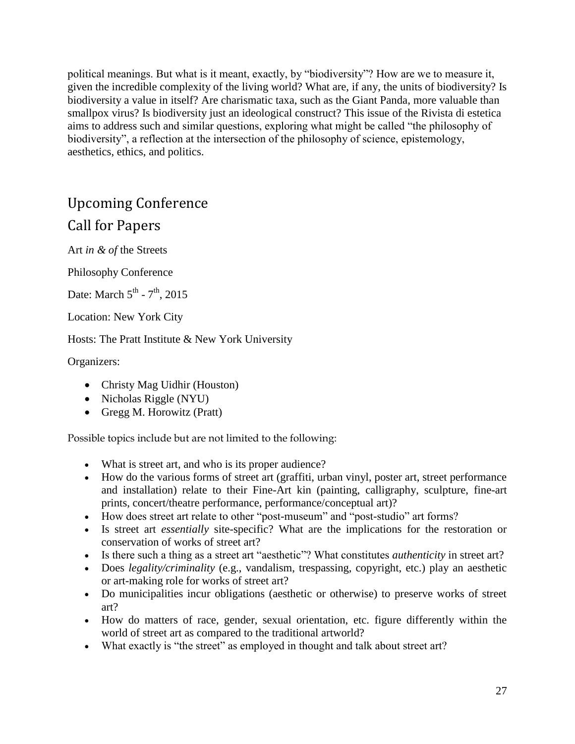political meanings. But what is it meant, exactly, by "biodiversity"? How are we to measure it, given the incredible complexity of the living world? What are, if any, the units of biodiversity? Is biodiversity a value in itself? Are charismatic taxa, such as the Giant Panda, more valuable than smallpox virus? Is biodiversity just an ideological construct? This issue of the Rivista di estetica aims to address such and similar questions, exploring what might be called "the philosophy of biodiversity", a reflection at the intersection of the philosophy of science, epistemology, aesthetics, ethics, and politics.

## Upcoming Conference

## Call for Papers

Art *in & of* the Streets

Philosophy Conference

Date: March 5th - 7th, 2015

Location: New York City

Hosts: The Pratt Institute & New York University

Organizers:

- Christy Mag Uidhir (Houston)
- Nicholas Riggle (NYU)
- Gregg M. Horowitz (Pratt)

Possible topics include but are not limited to the following:

- What is street art, and who is its proper audience?
- How do the various forms of street art (graffiti, urban vinyl, poster art, street performance and installation) relate to their Fine-Art kin (painting, calligraphy, sculpture, fine-art prints, concert/theatre performance, performance/conceptual art)?
- How does street art relate to other "post-museum" and "post-studio" art forms?
- Is street art *essentially* site-specific? What are the implications for the restoration or conservation of works of street art?
- Is there such a thing as a street art "aesthetic"? What constitutes *authenticity* in street art?
- Does *legality/criminality* (e.g., vandalism, trespassing, copyright, etc.) play an aesthetic or art-making role for works of street art?
- Do municipalities incur obligations (aesthetic or otherwise) to preserve works of street art?
- How do matters of race, gender, sexual orientation, etc. figure differently within the world of street art as compared to the traditional artworld?
- What exactly is "the street" as employed in thought and talk about street art?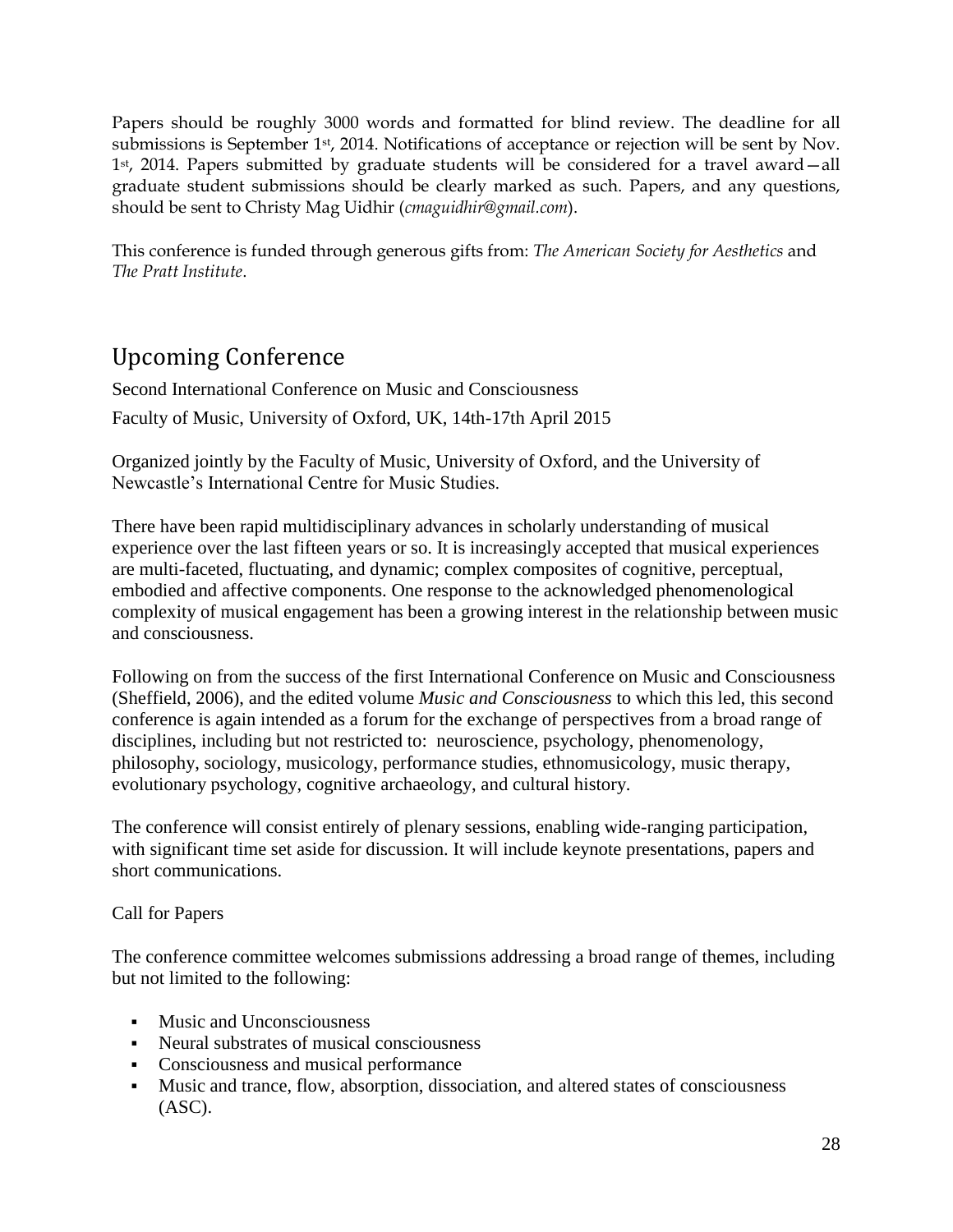Papers should be roughly 3000 words and formatted for blind review. The deadline for all submissions is September 1st, 2014. Notifications of acceptance or rejection will be sent by Nov. 1st, 2014. Papers submitted by graduate students will be considered for a travel award—all graduate student submissions should be clearly marked as such. Papers, and any questions, should be sent to Christy Mag Uidhir (*cmaguidhir@gmail.com*).

This conference is funded through generous gifts from: *The American Society for Aesthetics* and *The Pratt Institute*.

## Upcoming Conference

Second International Conference on Music and Consciousness

Faculty of Music, University of Oxford, UK, 14th-17th April 2015

Organized jointly by the Faculty of Music, University of Oxford, and the University of Newcastle's International Centre for Music Studies.

There have been rapid multidisciplinary advances in scholarly understanding of musical experience over the last fifteen years or so. It is increasingly accepted that musical experiences are multi-faceted, fluctuating, and dynamic; complex composites of cognitive, perceptual, embodied and affective components. One response to the acknowledged phenomenological complexity of musical engagement has been a growing interest in the relationship between music and consciousness.

Following on from the success of the first International Conference on Music and Consciousness (Sheffield, 2006), and the edited volume *Music and Consciousness* to which this led, this second conference is again intended as a forum for the exchange of perspectives from a broad range of disciplines, including but not restricted to: neuroscience, psychology, phenomenology, philosophy, sociology, musicology, performance studies, ethnomusicology, music therapy, evolutionary psychology, cognitive archaeology, and cultural history.

The conference will consist entirely of plenary sessions, enabling wide-ranging participation, with significant time set aside for discussion. It will include keynote presentations, papers and short communications.

Call for Papers

The conference committee welcomes submissions addressing a broad range of themes, including but not limited to the following:

- Music and Unconsciousness
- Neural substrates of musical consciousness
- Consciousness and musical performance
- Music and trance, flow, absorption, dissociation, and altered states of consciousness (ASC).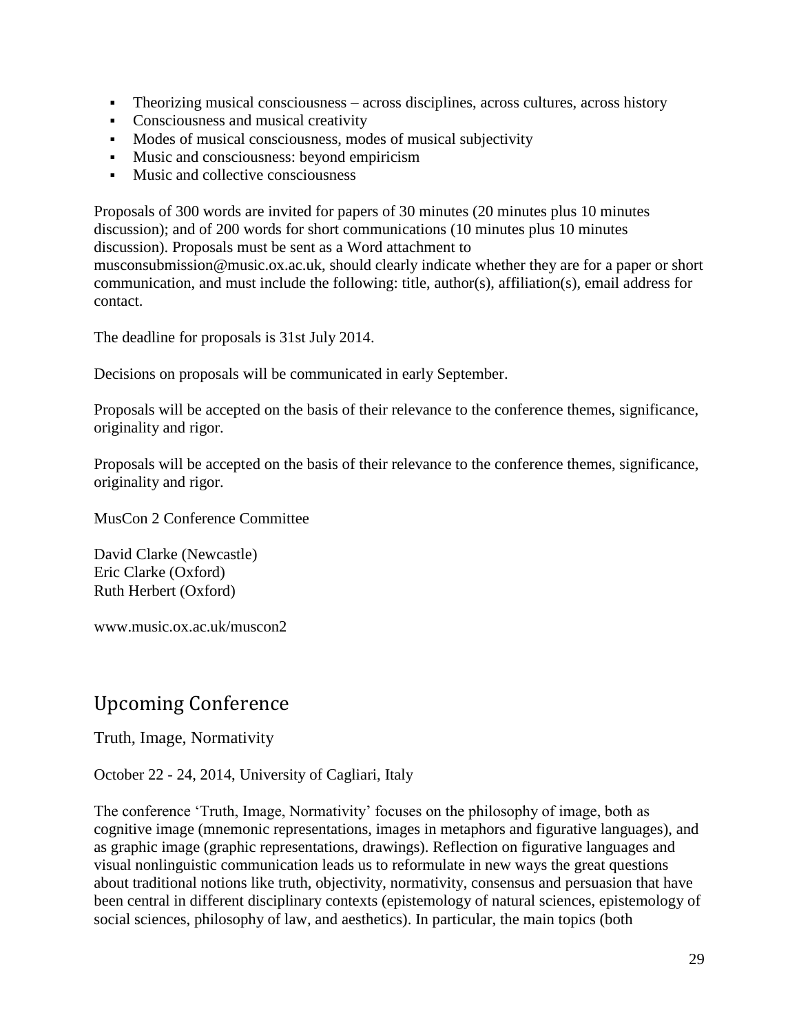- Theorizing musical consciousness – across disciplines, across cultures, across history
- Consciousness and musical creativity
- Modes of musical consciousness, modes of musical subjectivity
- Music and consciousness: beyond empiricism
- Music and collective consciousness

Proposals of 300 words are invited for papers of 30 minutes (20 minutes plus 10 minutes discussion); and of 200 words for short communications (10 minutes plus 10 minutes discussion). Proposals must be sent as a Word attachment to musconsubmission@music.ox.ac.uk, should clearly indicate whether they are for a paper or short communication, and must include the following: title, author(s), affiliation(s), email address for contact.

The deadline for proposals is 31st July 2014.

Decisions on proposals will be communicated in early September.

Proposals will be accepted on the basis of their relevance to the conference themes, significance, originality and rigor.

Proposals will be accepted on the basis of their relevance to the conference themes, significance, originality and rigor.

MusCon 2 Conference Committee

David Clarke (Newcastle)
Eric Clarke (Oxford)
Ruth Herbert (Oxford)

www.music.ox.ac.uk/muscon2

## Upcoming Conference

Truth, Image, Normativity

October 22 - 24, 2014, University of Cagliari, Italy

The conference 'Truth, Image, Normativity' focuses on the philosophy of image, both as cognitive image (mnemonic representations, images in metaphors and figurative languages), and as graphic image (graphic representations, drawings). Reflection on figurative languages and visual nonlinguistic communication leads us to reformulate in new ways the great questions about traditional notions like truth, objectivity, normativity, consensus and persuasion that have been central in different disciplinary contexts (epistemology of natural sciences, epistemology of social sciences, philosophy of law, and aesthetics). In particular, the main topics (both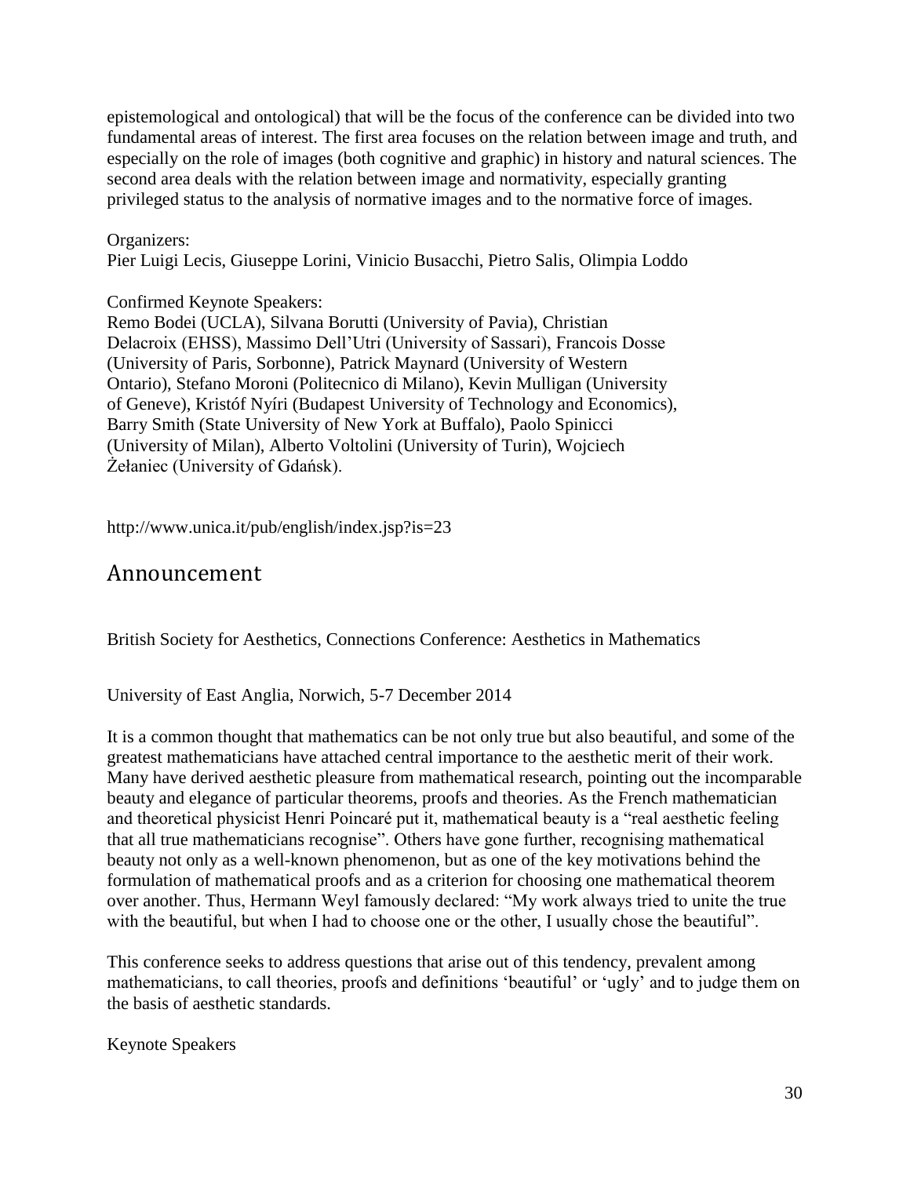epistemological and ontological) that will be the focus of the conference can be divided into two fundamental areas of interest. The first area focuses on the relation between image and truth, and especially on the role of images (both cognitive and graphic) in history and natural sciences. The second area deals with the relation between image and normativity, especially granting privileged status to the analysis of normative images and to the normative force of images.

Organizers:
Pier Luigi Lecis, Giuseppe Lorini, Vinicio Busacchi, Pietro Salis, Olimpia Loddo

Confirmed Keynote Speakers:
Remo Bodei (UCLA), Silvana Borutti (University of Pavia), Christian Delacroix (EHSS), Massimo Dell'Utri (University of Sassari), Francois Dosse (University of Paris, Sorbonne), Patrick Maynard (University of Western Ontario), Stefano Moroni (Politecnico di Milano), Kevin Mulligan (University of Geneve), Kristóf Nyíri (Budapest University of Technology and Economics), Barry Smith (State University of New York at Buffalo), Paolo Spinicci (University of Milan), Alberto Voltolini (University of Turin), Wojciech Żełaniec (University of Gdańsk).

http://www.unica.it/pub/english/index.jsp?is=23

## Announcement

British Society for Aesthetics, Connections Conference: Aesthetics in Mathematics

University of East Anglia, Norwich, 5-7 December 2014

It is a common thought that mathematics can be not only true but also beautiful, and some of the greatest mathematicians have attached central importance to the aesthetic merit of their work. Many have derived aesthetic pleasure from mathematical research, pointing out the incomparable beauty and elegance of particular theorems, proofs and theories. As the French mathematician and theoretical physicist Henri Poincaré put it, mathematical beauty is a "real aesthetic feeling that all true mathematicians recognise". Others have gone further, recognising mathematical beauty not only as a well-known phenomenon, but as one of the key motivations behind the formulation of mathematical proofs and as a criterion for choosing one mathematical theorem over another. Thus, Hermann Weyl famously declared: "My work always tried to unite the true with the beautiful, but when I had to choose one or the other, I usually chose the beautiful".

This conference seeks to address questions that arise out of this tendency, prevalent among mathematicians, to call theories, proofs and definitions 'beautiful' or 'ugly' and to judge them on the basis of aesthetic standards.

Keynote Speakers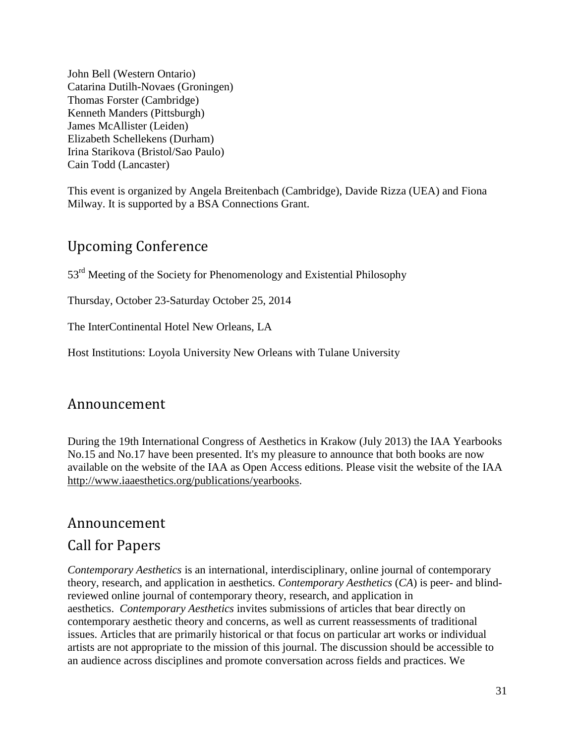John Bell (Western Ontario)
Catarina Dutilh-Novaes (Groningen)
Thomas Forster (Cambridge)
Kenneth Manders (Pittsburgh)
James McAllister (Leiden)
Elizabeth Schellekens (Durham)
Irina Starikova (Bristol/Sao Paulo)
Cain Todd (Lancaster)

This event is organized by Angela Breitenbach (Cambridge), Davide Rizza (UEA) and Fiona Milway. It is supported by a BSA Connections Grant.

## Upcoming Conference

53rd Meeting of the Society for Phenomenology and Existential Philosophy

Thursday, October 23-Saturday October 25, 2014

The InterContinental Hotel New Orleans, LA

Host Institutions: Loyola University New Orleans with Tulane University

## Announcement

During the 19th International Congress of Aesthetics in Krakow (July 2013) the IAA Yearbooks No.15 and No.17 have been presented. It's my pleasure to announce that both books are now available on the website of the IAA as Open Access editions. Please visit the website of the IAA http://www.iaaesthetics.org/publications/yearbooks.

## Announcement

## Call for Papers

*Contemporary Aesthetics* is an international, interdisciplinary, online journal of contemporary theory, research, and application in aesthetics. *Contemporary Aesthetics* (*CA*) is peer- and blind-reviewed online journal of contemporary theory, research, and application in aesthetics. *Contemporary Aesthetics* invites submissions of articles that bear directly on contemporary aesthetic theory and concerns, as well as current reassessments of traditional issues. Articles that are primarily historical or that focus on particular art works or individual artists are not appropriate to the mission of this journal. The discussion should be accessible to an audience across disciplines and promote conversation across fields and practices. We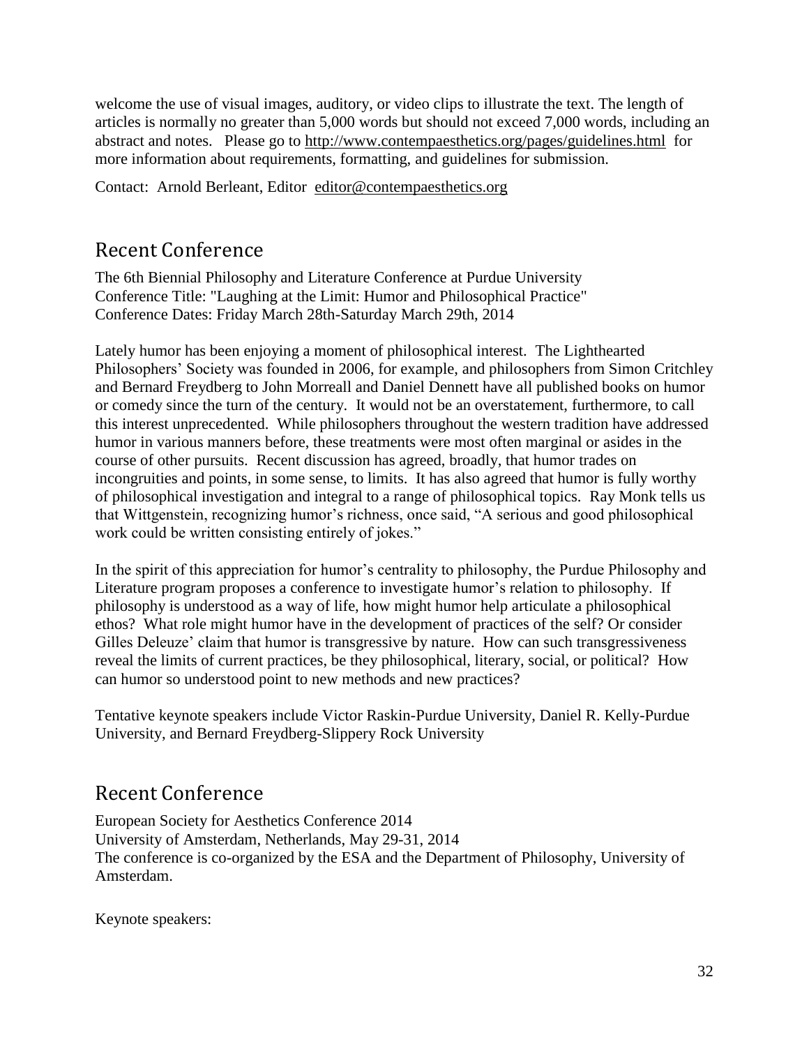welcome the use of visual images, auditory, or video clips to illustrate the text. The length of articles is normally no greater than 5,000 words but should not exceed 7,000 words, including an abstract and notes. Please go to http://www.contempaesthetics.org/pages/guidelines.html for more information about requirements, formatting, and guidelines for submission.

Contact: Arnold Berleant, Editor editor@contempaesthetics.org

## Recent Conference

The 6th Biennial Philosophy and Literature Conference at Purdue University
Conference Title: "Laughing at the Limit: Humor and Philosophical Practice"
Conference Dates: Friday March 28th-Saturday March 29th, 2014

Lately humor has been enjoying a moment of philosophical interest. The Lighthearted Philosophers' Society was founded in 2006, for example, and philosophers from Simon Critchley and Bernard Freydberg to John Morreall and Daniel Dennett have all published books on humor or comedy since the turn of the century. It would not be an overstatement, furthermore, to call this interest unprecedented. While philosophers throughout the western tradition have addressed humor in various manners before, these treatments were most often marginal or asides in the course of other pursuits. Recent discussion has agreed, broadly, that humor trades on incongruities and points, in some sense, to limits. It has also agreed that humor is fully worthy of philosophical investigation and integral to a range of philosophical topics. Ray Monk tells us that Wittgenstein, recognizing humor's richness, once said, "A serious and good philosophical work could be written consisting entirely of jokes."

In the spirit of this appreciation for humor's centrality to philosophy, the Purdue Philosophy and Literature program proposes a conference to investigate humor's relation to philosophy. If philosophy is understood as a way of life, how might humor help articulate a philosophical ethos? What role might humor have in the development of practices of the self? Or consider Gilles Deleuze' claim that humor is transgressive by nature. How can such transgressiveness reveal the limits of current practices, be they philosophical, literary, social, or political? How can humor so understood point to new methods and new practices?

Tentative keynote speakers include Victor Raskin-Purdue University, Daniel R. Kelly-Purdue University, and Bernard Freydberg-Slippery Rock University

## Recent Conference

European Society for Aesthetics Conference 2014
University of Amsterdam, Netherlands, May 29-31, 2014
The conference is co-organized by the ESA and the Department of Philosophy, University of Amsterdam.

Keynote speakers: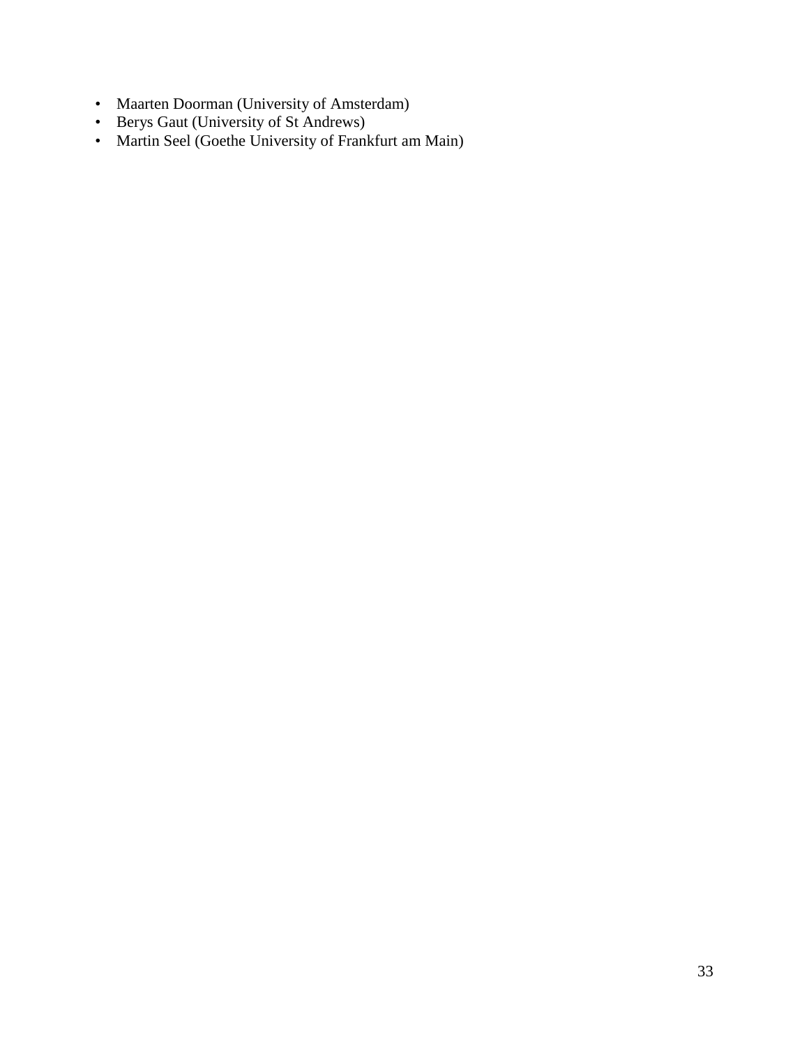- Maarten Doorman (University of Amsterdam)
- Berys Gaut (University of St Andrews)
- Martin Seel (Goethe University of Frankfurt am Main)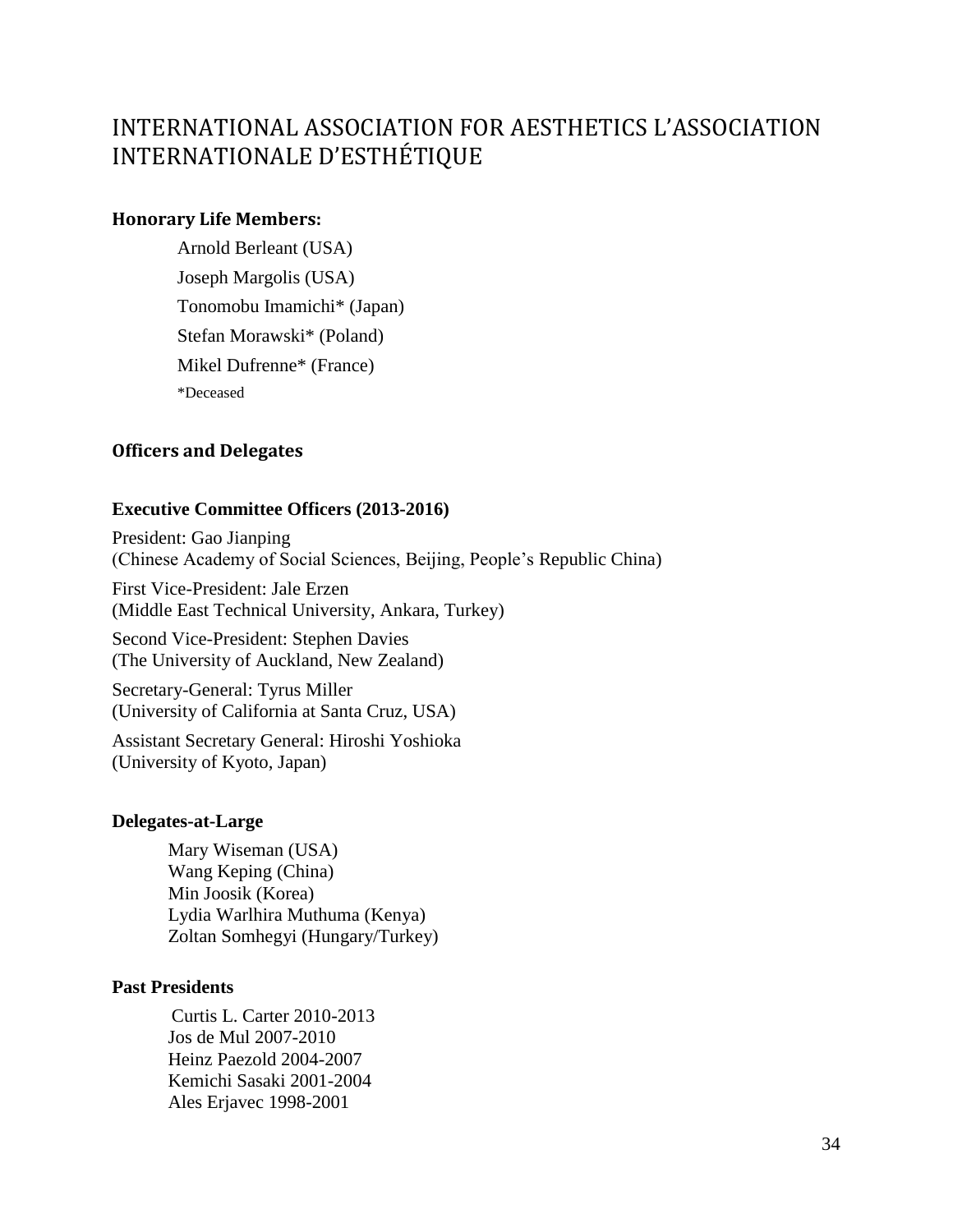# INTERNATIONAL ASSOCIATION FOR AESTHETICS L'ASSOCIATION INTERNATIONALE D'ESTHÉTIQUE

### Honorary Life Members:

Arnold Berleant (USA)
Joseph Margolis (USA)
Tonomobu Imamichi* (Japan)
Stefan Morawski* (Poland)
Mikel Dufrenne* (France)
*Deceased

### Officers and Delegates

#### Executive Committee Officers (2013-2016)

President: Gao Jianping
(Chinese Academy of Social Sciences, Beijing, People's Republic China)

First Vice-President: Jale Erzen
(Middle East Technical University, Ankara, Turkey)

Second Vice-President: Stephen Davies
(The University of Auckland, New Zealand)

Secretary-General: Tyrus Miller
(University of California at Santa Cruz, USA)

Assistant Secretary General: Hiroshi Yoshioka
(University of Kyoto, Japan)

#### Delegates-at-Large

Mary Wiseman (USA)
Wang Keping (China)
Min Joosik (Korea)
Lydia Warlhira Muthuma (Kenya)
Zoltan Somhegyi (Hungary/Turkey)

#### Past Presidents

Curtis L. Carter 2010-2013
Jos de Mul 2007-2010
Heinz Paezold 2004-2007
Kemichi Sasaki 2001-2004
Ales Erjavec 1998-2001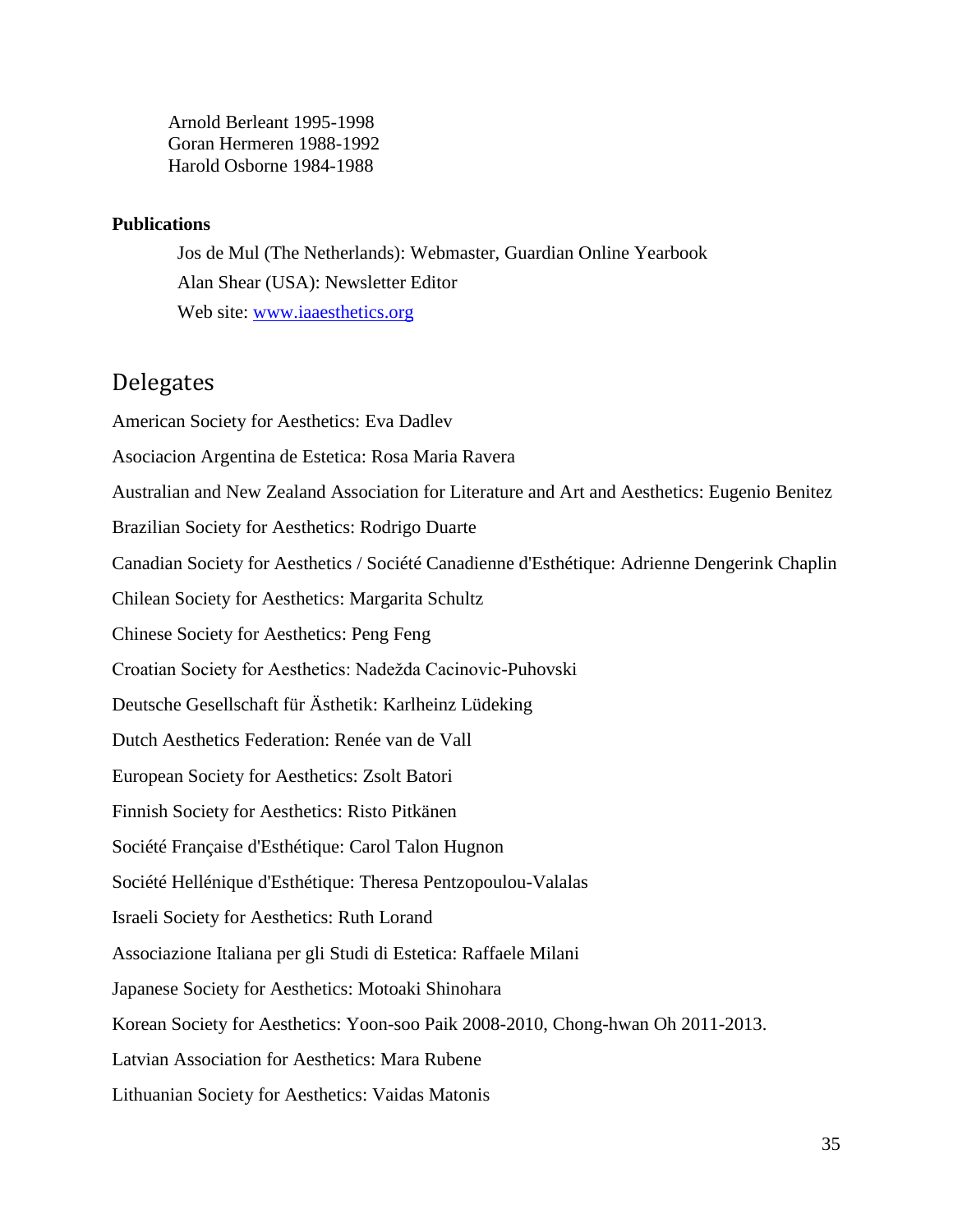Arnold Berleant 1995-1998
Goran Hermeren 1988-1992
Harold Osborne 1984-1988

**Publications**

Jos de Mul (The Netherlands): Webmaster, Guardian Online Yearbook
Alan Shear (USA): Newsletter Editor
Web site: [www.iaaesthetics.org](www.iaaesthetics.org)

## Delegates

American Society for Aesthetics: Eva Dadlev

Asociacion Argentina de Estetica: Rosa Maria Ravera

Australian and New Zealand Association for Literature and Art and Aesthetics: Eugenio Benitez

Brazilian Society for Aesthetics: Rodrigo Duarte

Canadian Society for Aesthetics / Société Canadienne d'Esthétique: Adrienne Dengerink Chaplin

Chilean Society for Aesthetics: Margarita Schultz

Chinese Society for Aesthetics: Peng Feng

Croatian Society for Aesthetics: Nadežda Cacinovic-Puhovski

Deutsche Gesellschaft für Ästhetik: Karlheinz Lüdeking

Dutch Aesthetics Federation: Renée van de Vall

European Society for Aesthetics: Zsolt Batori

Finnish Society for Aesthetics: Risto Pitkänen

Société Française d'Esthétique: Carol Talon Hugnon

Société Hellénique d'Esthétique: Theresa Pentzopoulou-Valalas

Israeli Society for Aesthetics: Ruth Lorand

Associazione Italiana per gli Studi di Estetica: Raffaele Milani

Japanese Society for Aesthetics: Motoaki Shinohara

Korean Society for Aesthetics: Yoon-soo Paik 2008-2010, Chong-hwan Oh 2011-2013.

Latvian Association for Aesthetics: Mara Rubene

Lithuanian Society for Aesthetics: Vaidas Matonis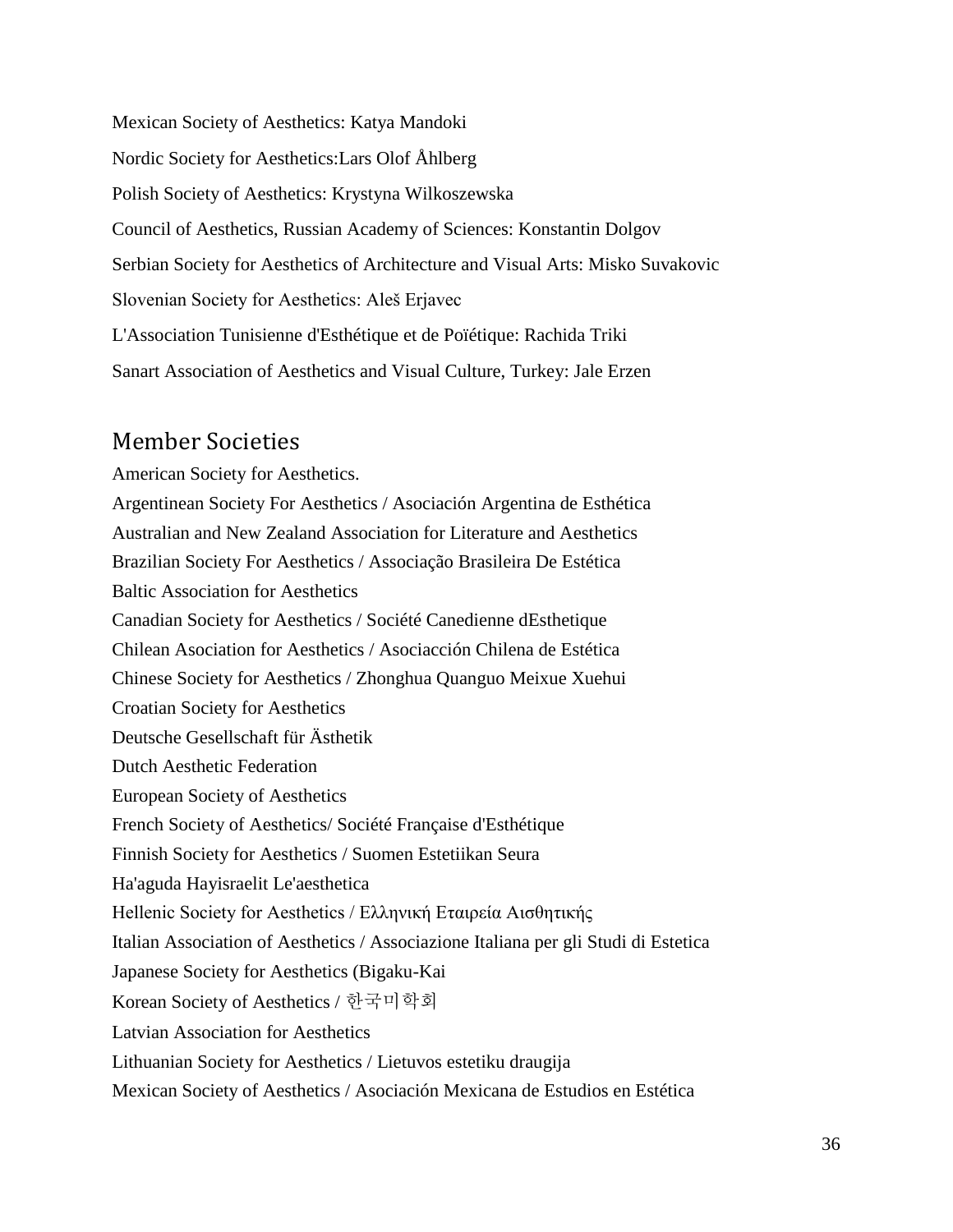Mexican Society of Aesthetics: Katya Mandoki

Nordic Society for Aesthetics:Lars Olof Åhlberg

Polish Society of Aesthetics: Krystyna Wilkoszewska

Council of Aesthetics, Russian Academy of Sciences: Konstantin Dolgov

Serbian Society for Aesthetics of Architecture and Visual Arts: Misko Suvakovic

Slovenian Society for Aesthetics: Aleš Erjavec

L'Association Tunisienne d'Esthétique et de Poïétique: Rachida Triki

Sanart Association of Aesthetics and Visual Culture, Turkey: Jale Erzen

## Member Societies

American Society for Aesthetics.

Argentinean Society For Aesthetics / Asociación Argentina de Esthética

Australian and New Zealand Association for Literature and Aesthetics

Brazilian Society For Aesthetics / Associação Brasileira De Estética

Baltic Association for Aesthetics

Canadian Society for Aesthetics / Société Canedienne dEsthetique

Chilean Asociation for Aesthetics / Asociacción Chilena de Estética

Chinese Society for Aesthetics / Zhonghua Quanguo Meixue Xuehui

Croatian Society for Aesthetics

Deutsche Gesellschaft für Ästhetik

Dutch Aesthetic Federation

European Society of Aesthetics

French Society of Aesthetics/ Société Française d'Esthétique

Finnish Society for Aesthetics / Suomen Estetiikan Seura

Ha'aguda Hayisraelit Le'aesthetica

Hellenic Society for Aesthetics / Ελληνική Εταιρεία Αισθητικής

Italian Association of Aesthetics / Associazione Italiana per gli Studi di Estetica

Japanese Society for Aesthetics (Bigaku-Kai

Korean Society of Aesthetics / 한국미학회

Latvian Association for Aesthetics

Lithuanian Society for Aesthetics / Lietuvos estetiku draugija

Mexican Society of Aesthetics / Asociación Mexicana de Estudios en Estética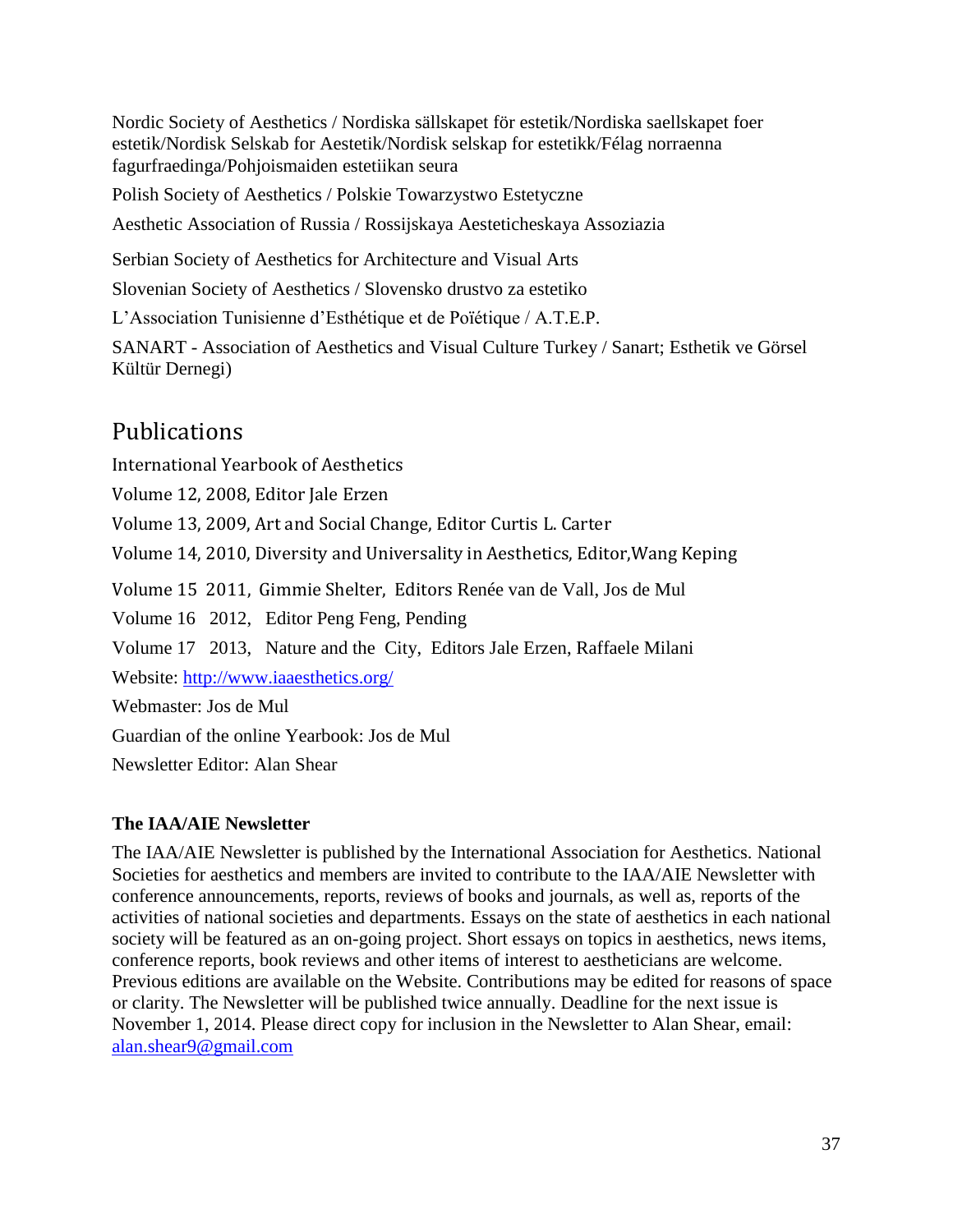Nordic Society of Aesthetics / Nordiska sällskapet för estetik/Nordiska saellskapet foer estetik/Nordisk Selskab for Aestetik/Nordisk selskap for estetikk/Félag norraenna fagurfraedinga/Pohjoismaiden estetiikan seura

Polish Society of Aesthetics / Polskie Towarzystwo Estetyczne

Aesthetic Association of Russia / Rossijskaya Aesteticheskaya Assoziazia

Serbian Society of Aesthetics for Architecture and Visual Arts

Slovenian Society of Aesthetics / Slovensko drustvo za estetiko

L'Association Tunisienne d'Esthétique et de Poïétique / A.T.E.P.

SANART - Association of Aesthetics and Visual Culture Turkey / Sanart; Esthetik ve Görsel Kültür Dernegi)

## Publications

International Yearbook of Aesthetics

Volume 12, 2008, Editor Jale Erzen

Volume 13, 2009, Art and Social Change, Editor Curtis L. Carter

Volume 14, 2010, Diversity and Universality in Aesthetics, Editor,Wang Keping

Volume 15 2011, Gimmie Shelter, Editors Renée van de Vall, Jos de Mul

Volume 16 2012, Editor Peng Feng, Pending

Volume 17 2013, Nature and the City, Editors Jale Erzen, Raffaele Milani

Website: http://www.iaaesthetics.org/

Webmaster: Jos de Mul

Guardian of the online Yearbook: Jos de Mul

Newsletter Editor: Alan Shear

**The IAA/AIE Newsletter**

The IAA/AIE Newsletter is published by the International Association for Aesthetics. National Societies for aesthetics and members are invited to contribute to the IAA/AIE Newsletter with conference announcements, reports, reviews of books and journals, as well as, reports of the activities of national societies and departments. Essays on the state of aesthetics in each national society will be featured as an on-going project. Short essays on topics in aesthetics, news items, conference reports, book reviews and other items of interest to aestheticians are welcome. Previous editions are available on the Website. Contributions may be edited for reasons of space or clarity. The Newsletter will be published twice annually. Deadline for the next issue is November 1, 2014. Please direct copy for inclusion in the Newsletter to Alan Shear, email: alan.shear9@gmail.com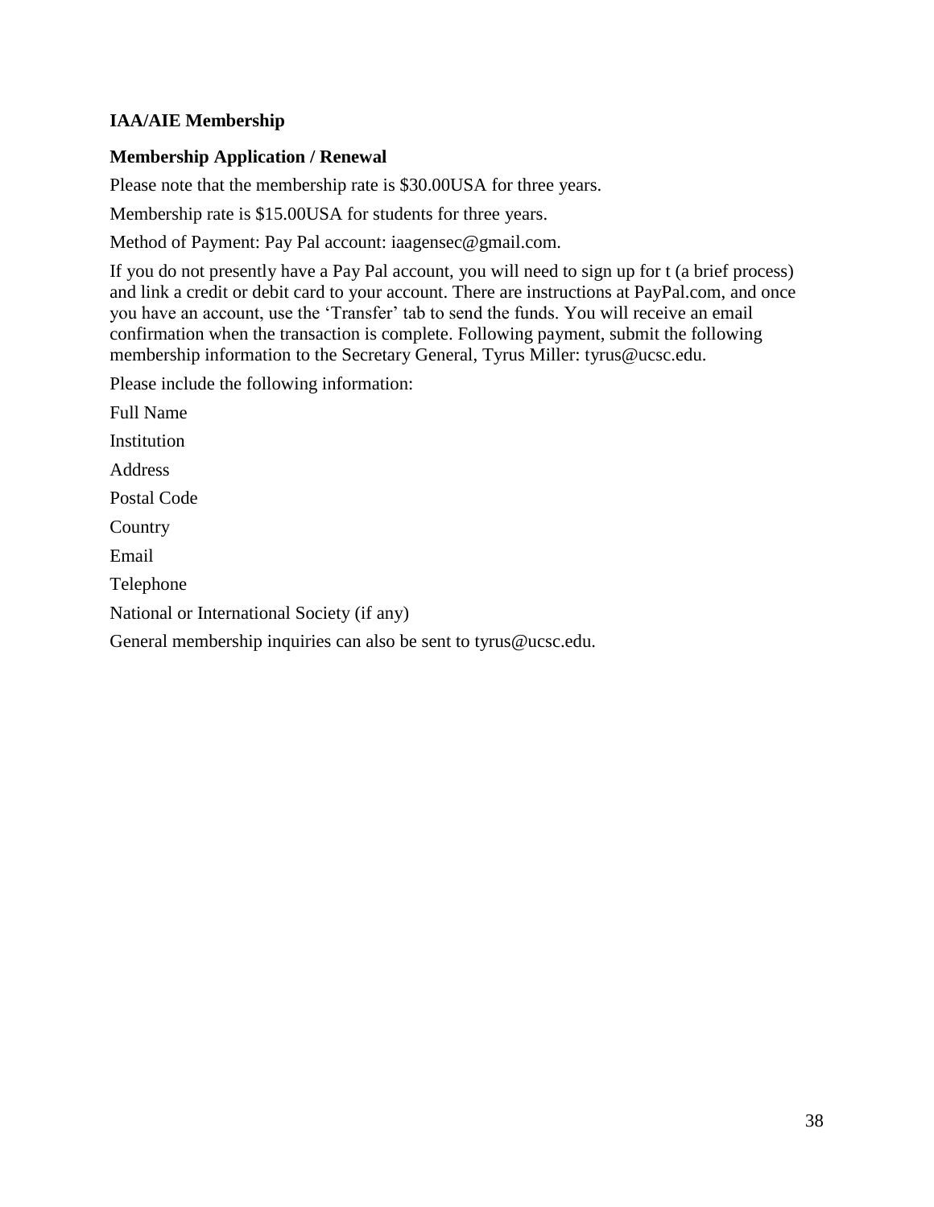## IAA/AIE Membership

### Membership Application / Renewal

Please note that the membership rate is $30.00USA for three years.

Membership rate is $15.00USA for students for three years.

Method of Payment: Pay Pal account: iaagensec@gmail.com.

If you do not presently have a Pay Pal account, you will need to sign up for t (a brief process) and link a credit or debit card to your account. There are instructions at PayPal.com, and once you have an account, use the 'Transfer' tab to send the funds. You will receive an email confirmation when the transaction is complete. Following payment, submit the following membership information to the Secretary General, Tyrus Miller: tyrus@ucsc.edu.

Please include the following information:

Full Name

Institution

Address

Postal Code

Country

Email

Telephone

National or International Society (if any)

General membership inquiries can also be sent to tyrus@ucsc.edu.